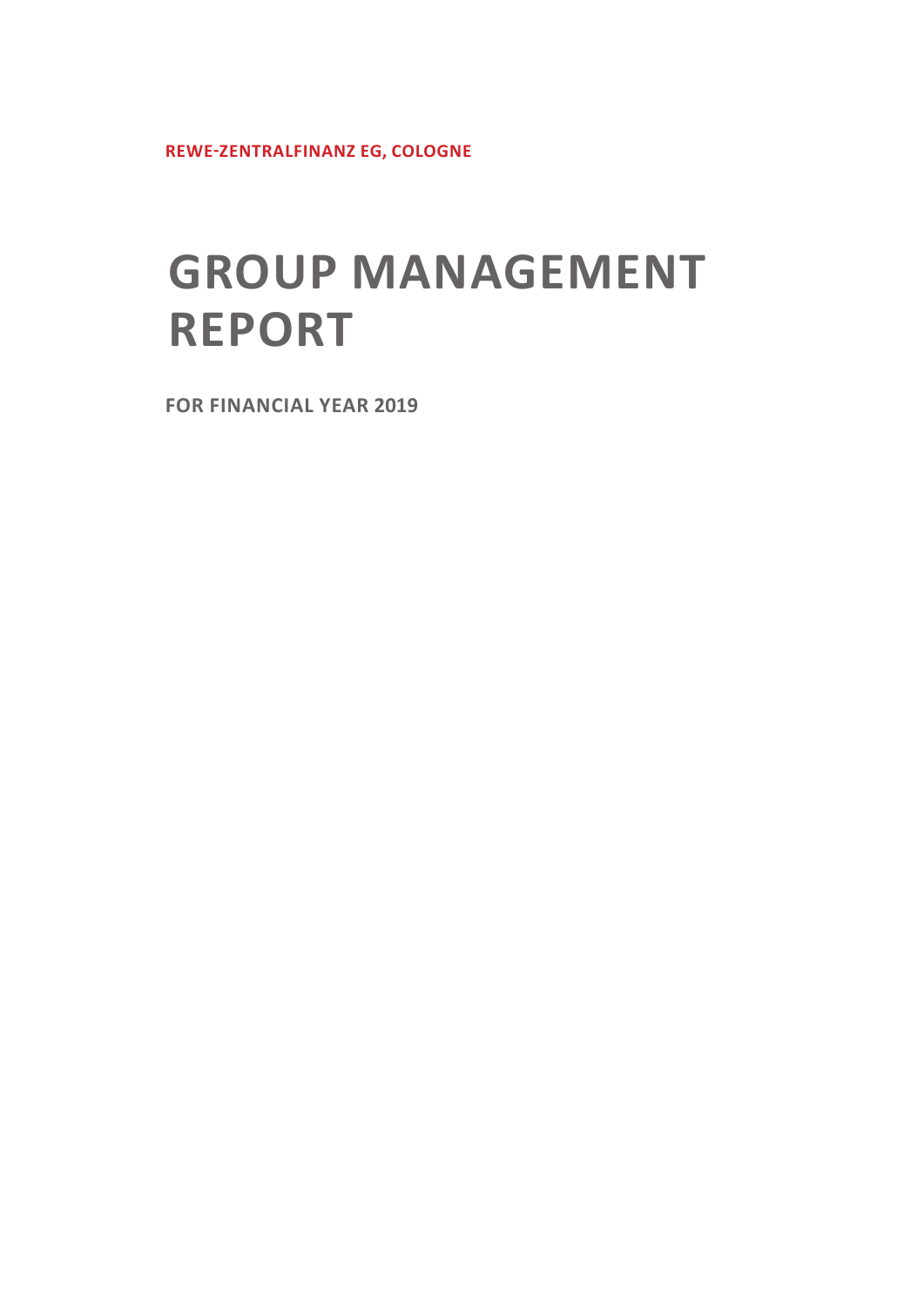**REWE-ZENTRALFINANZ EG, COLOGNE**

# GROUP MANAGEMENT REPORT

**FOR FINANCIAL YEAR 2019**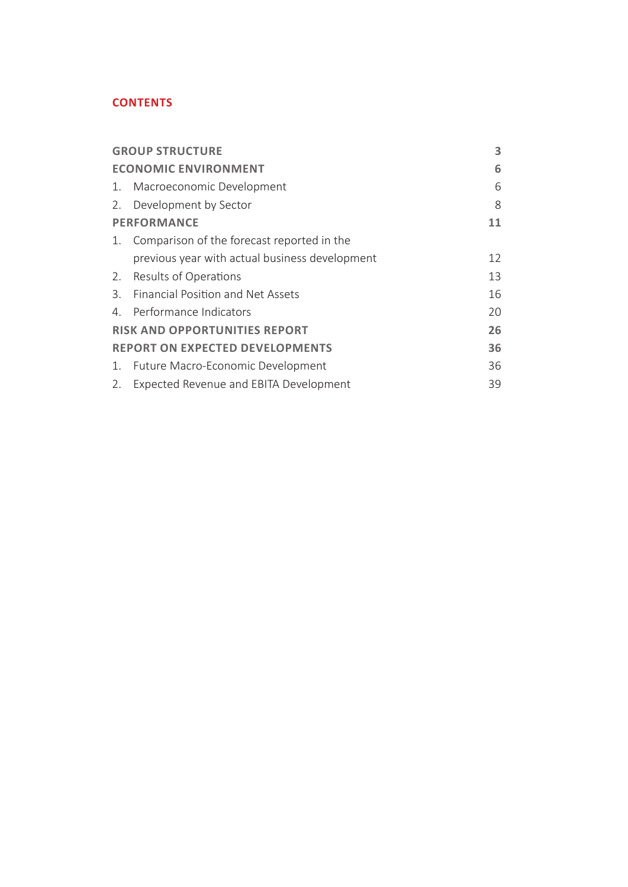# CONTENTS

| | |
|---|---|
| **GROUP STRUCTURE** | **3** |
| **ECONOMIC ENVIRONMENT** | **6** |
| 1. Macroeconomic Development | 6 |
| 2. Development by Sector | 8 |
| **PERFORMANCE** | **11** |
| 1. Comparison of the forecast reported in the previous year with actual business development | 12 |
| 2. Results of Operations | 13 |
| 3. Financial Position and Net Assets | 16 |
| 4. Performance Indicators | 20 |
| **RISK AND OPPORTUNITIES REPORT** | **26** |
| **REPORT ON EXPECTED DEVELOPMENTS** | **36** |
| 1. Future Macro-Economic Development | 36 |
| 2. Expected Revenue and EBITA Development | 39 |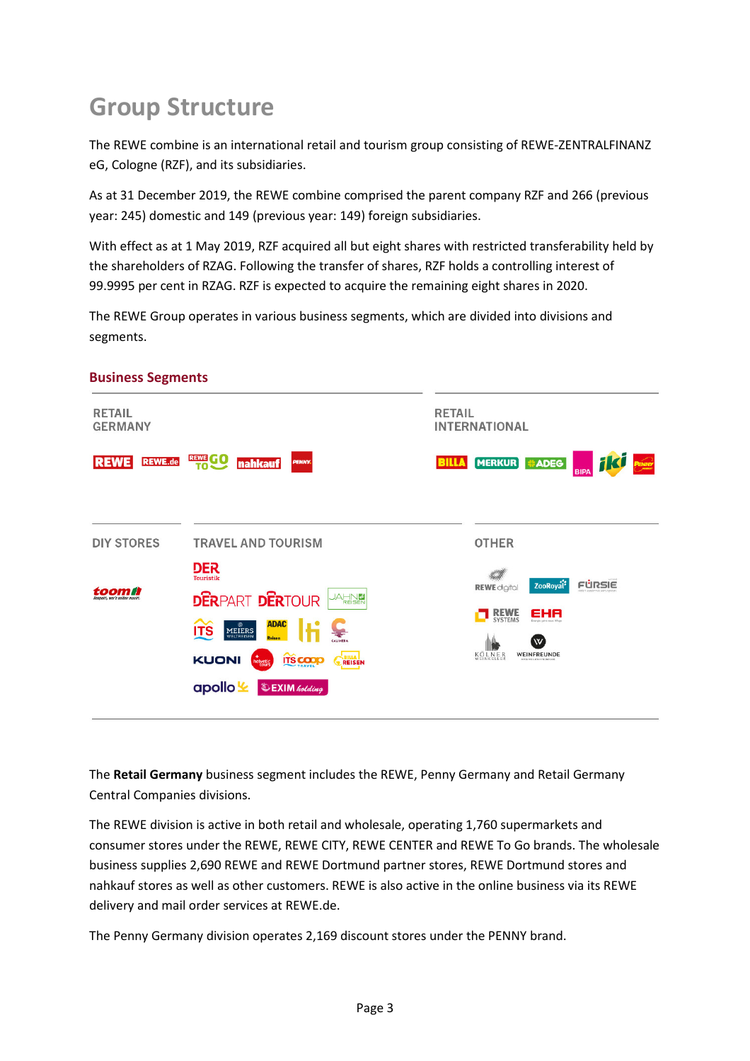# Group Structure

The REWE combine is an international retail and tourism group consisting of REWE-ZENTRALFINANZ eG, Cologne (RZF), and its subsidiaries.

As at 31 December 2019, the REWE combine comprised the parent company RZF and 266 (previous year: 245) domestic and 149 (previous year: 149) foreign subsidiaries.

With effect as at 1 May 2019, RZF acquired all but eight shares with restricted transferability held by the shareholders of RZAG. Following the transfer of shares, RZF holds a controlling interest of 99.9995 per cent in RZAG. RZF is expected to acquire the remaining eight shares in 2020.

The REWE Group operates in various business segments, which are divided into divisions and segments.

## Business Segments

RETAIL GERMANY

RETAIL INTERNATIONAL

DIY STORES

TRAVEL AND TOURISM

OTHER

The **Retail Germany** business segment includes the REWE, Penny Germany and Retail Germany Central Companies divisions.

The REWE division is active in both retail and wholesale, operating 1,760 supermarkets and consumer stores under the REWE, REWE CITY, REWE CENTER and REWE To Go brands. The wholesale business supplies 2,690 REWE and REWE Dortmund partner stores, REWE Dortmund stores and nahkauf stores as well as other customers. REWE is also active in the online business via its REWE delivery and mail order services at REWE.de.

The Penny Germany division operates 2,169 discount stores under the PENNY brand.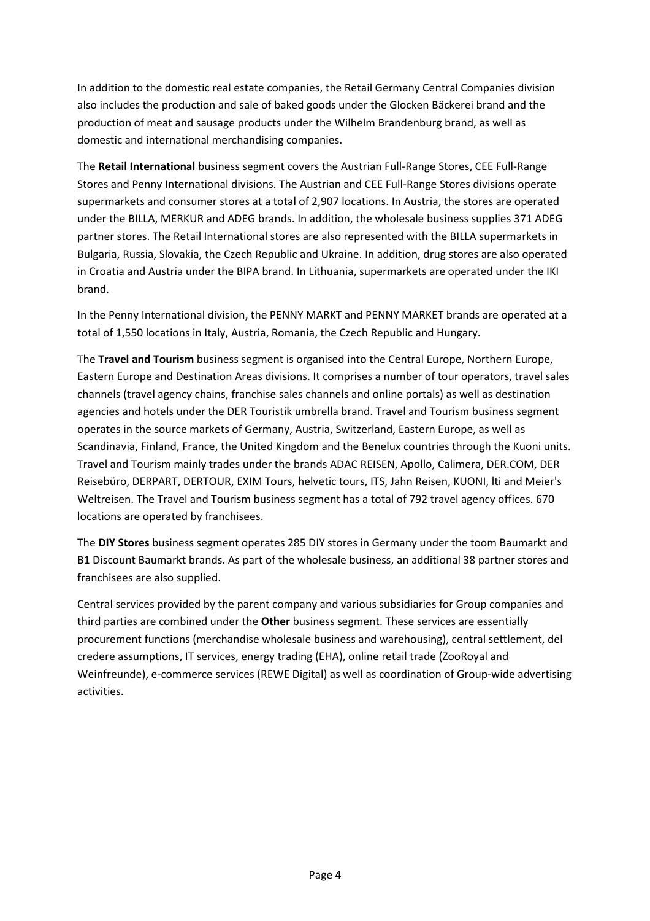In addition to the domestic real estate companies, the Retail Germany Central Companies division also includes the production and sale of baked goods under the Glocken Bäckerei brand and the production of meat and sausage products under the Wilhelm Brandenburg brand, as well as domestic and international merchandising companies.

The **Retail International** business segment covers the Austrian Full-Range Stores, CEE Full-Range Stores and Penny International divisions. The Austrian and CEE Full-Range Stores divisions operate supermarkets and consumer stores at a total of 2,907 locations. In Austria, the stores are operated under the BILLA, MERKUR and ADEG brands. In addition, the wholesale business supplies 371 ADEG partner stores. The Retail International stores are also represented with the BILLA supermarkets in Bulgaria, Russia, Slovakia, the Czech Republic and Ukraine. In addition, drug stores are also operated in Croatia and Austria under the BIPA brand. In Lithuania, supermarkets are operated under the IKI brand.

In the Penny International division, the PENNY MARKT and PENNY MARKET brands are operated at a total of 1,550 locations in Italy, Austria, Romania, the Czech Republic and Hungary.

The **Travel and Tourism** business segment is organised into the Central Europe, Northern Europe, Eastern Europe and Destination Areas divisions. It comprises a number of tour operators, travel sales channels (travel agency chains, franchise sales channels and online portals) as well as destination agencies and hotels under the DER Touristik umbrella brand. Travel and Tourism business segment operates in the source markets of Germany, Austria, Switzerland, Eastern Europe, as well as Scandinavia, Finland, France, the United Kingdom and the Benelux countries through the Kuoni units. Travel and Tourism mainly trades under the brands ADAC REISEN, Apollo, Calimera, DER.COM, DER Reisebüro, DERPART, DERTOUR, EXIM Tours, helvetic tours, ITS, Jahn Reisen, KUONI, lti and Meier's Weltreisen. The Travel and Tourism business segment has a total of 792 travel agency offices. 670 locations are operated by franchisees.

The **DIY Stores** business segment operates 285 DIY stores in Germany under the toom Baumarkt and B1 Discount Baumarkt brands. As part of the wholesale business, an additional 38 partner stores and franchisees are also supplied.

Central services provided by the parent company and various subsidiaries for Group companies and third parties are combined under the **Other** business segment. These services are essentially procurement functions (merchandise wholesale business and warehousing), central settlement, del credere assumptions, IT services, energy trading (EHA), online retail trade (ZooRoyal and Weinfreunde), e-commerce services (REWE Digital) as well as coordination of Group-wide advertising activities.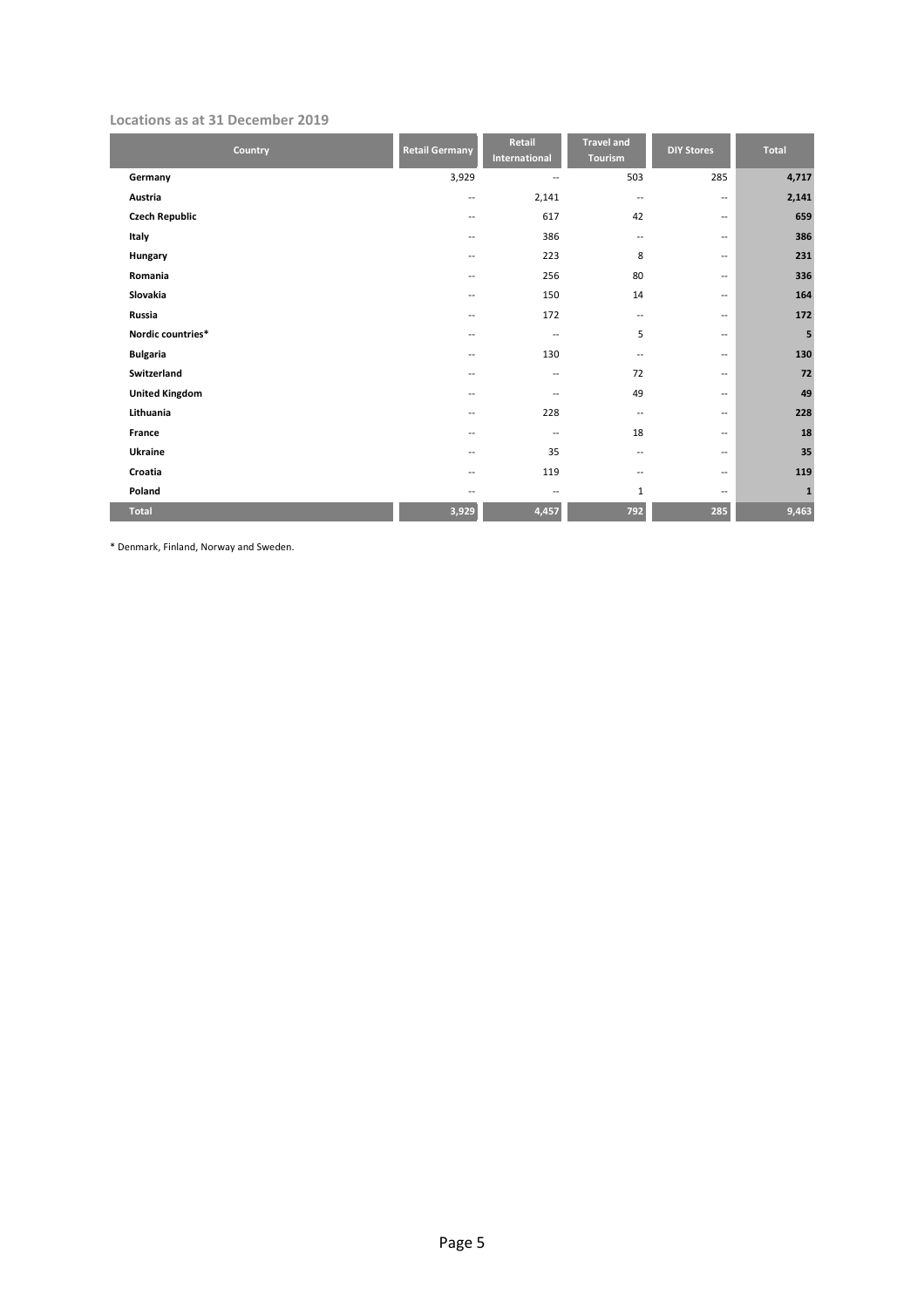**Locations as at 31 December 2019**

| Country | Retail Germany | Retail International | Travel and Tourism | DIY Stores | Total |
|---|---|---|---|---|---|
| **Germany** | 3,929 | -- | 503 | 285 | **4,717** |
| **Austria** | -- | 2,141 | -- | -- | **2,141** |
| **Czech Republic** | -- | 617 | 42 | -- | **659** |
| **Italy** | -- | 386 | -- | -- | **386** |
| **Hungary** | -- | 223 | 8 | -- | **231** |
| **Romania** | -- | 256 | 80 | -- | **336** |
| **Slovakia** | -- | 150 | 14 | -- | **164** |
| **Russia** | -- | 172 | -- | -- | **172** |
| **Nordic countries*** | -- | -- | 5 | -- | **5** |
| **Bulgaria** | -- | 130 | -- | -- | **130** |
| **Switzerland** | -- | -- | 72 | -- | **72** |
| **United Kingdom** | -- | -- | 49 | -- | **49** |
| **Lithuania** | -- | 228 | -- | -- | **228** |
| **France** | -- | -- | 18 | -- | **18** |
| **Ukraine** | -- | 35 | -- | -- | **35** |
| **Croatia** | -- | 119 | -- | -- | **119** |
| **Poland** | -- | -- | 1 | -- | **1** |
| **Total** | **3,929** | **4,457** | **792** | **285** | **9,463** |

* Denmark, Finland, Norway and Sweden.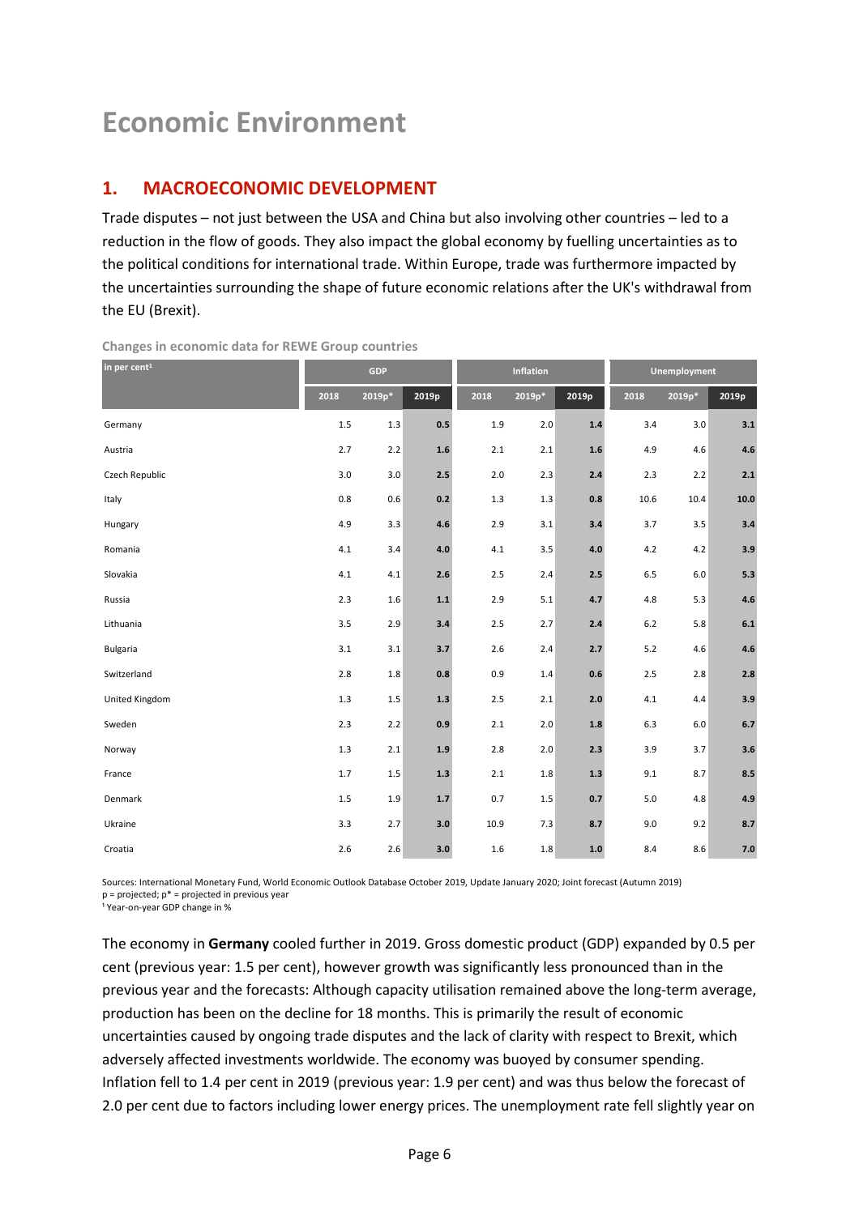# Economic Environment

## 1. MACROECONOMIC DEVELOPMENT

Trade disputes – not just between the USA and China but also involving other countries – led to a reduction in the flow of goods. They also impact the global economy by fuelling uncertainties as to the political conditions for international trade. Within Europe, trade was furthermore impacted by the uncertainties surrounding the shape of future economic relations after the UK's withdrawal from the EU (Brexit).

**Changes in economic data for REWE Group countries**

| in per cent[1] | GDP | | | Inflation | | | Unemployment | | |
|---|---|---|---|---|---|---|---|---|---|
| | 2018 | 2019p* | 2019p | 2018 | 2019p* | 2019p | 2018 | 2019p* | 2019p |
| Germany | 1.5 | 1.3 | **0.5** | 1.9 | 2.0 | **1.4** | 3.4 | 3.0 | **3.1** |
| Austria | 2.7 | 2.2 | **1.6** | 2.1 | 2.1 | **1.6** | 4.9 | 4.6 | **4.6** |
| Czech Republic | 3.0 | 3.0 | **2.5** | 2.0 | 2.3 | **2.4** | 2.3 | 2.2 | **2.1** |
| Italy | 0.8 | 0.6 | **0.2** | 1.3 | 1.3 | **0.8** | 10.6 | 10.4 | **10.0** |
| Hungary | 4.9 | 3.3 | **4.6** | 2.9 | 3.1 | **3.4** | 3.7 | 3.5 | **3.4** |
| Romania | 4.1 | 3.4 | **4.0** | 4.1 | 3.5 | **4.0** | 4.2 | 4.2 | **3.9** |
| Slovakia | 4.1 | 4.1 | **2.6** | 2.5 | 2.4 | **2.5** | 6.5 | 6.0 | **5.3** |
| Russia | 2.3 | 1.6 | **1.1** | 2.9 | 5.1 | **4.7** | 4.8 | 5.3 | **4.6** |
| Lithuania | 3.5 | 2.9 | **3.4** | 2.5 | 2.7 | **2.4** | 6.2 | 5.8 | **6.1** |
| Bulgaria | 3.1 | 3.1 | **3.7** | 2.6 | 2.4 | **2.7** | 5.2 | 4.6 | **4.6** |
| Switzerland | 2.8 | 1.8 | **0.8** | 0.9 | 1.4 | **0.6** | 2.5 | 2.8 | **2.8** |
| United Kingdom | 1.3 | 1.5 | **1.3** | 2.5 | 2.1 | **2.0** | 4.1 | 4.4 | **3.9** |
| Sweden | 2.3 | 2.2 | **0.9** | 2.1 | 2.0 | **1.8** | 6.3 | 6.0 | **6.7** |
| Norway | 1.3 | 2.1 | **1.9** | 2.8 | 2.0 | **2.3** | 3.9 | 3.7 | **3.6** |
| France | 1.7 | 1.5 | **1.3** | 2.1 | 1.8 | **1.3** | 9.1 | 8.7 | **8.5** |
| Denmark | 1.5 | 1.9 | **1.7** | 0.7 | 1.5 | **0.7** | 5.0 | 4.8 | **4.9** |
| Ukraine | 3.3 | 2.7 | **3.0** | 10.9 | 7.3 | **8.7** | 9.0 | 9.2 | **8.7** |
| Croatia | 2.6 | 2.6 | **3.0** | 1.6 | 1.8 | **1.0** | 8.4 | 8.6 | **7.0** |

Sources: International Monetary Fund, World Economic Outlook Database October 2019, Update January 2020; Joint forecast (Autumn 2019)
p = projected; p* = projected in previous year
[1] Year-on-year GDP change in %

The economy in **Germany** cooled further in 2019. Gross domestic product (GDP) expanded by 0.5 per cent (previous year: 1.5 per cent), however growth was significantly less pronounced than in the previous year and the forecasts: Although capacity utilisation remained above the long-term average, production has been on the decline for 18 months. This is primarily the result of economic uncertainties caused by ongoing trade disputes and the lack of clarity with respect to Brexit, which adversely affected investments worldwide. The economy was buoyed by consumer spending. Inflation fell to 1.4 per cent in 2019 (previous year: 1.9 per cent) and was thus below the forecast of 2.0 per cent due to factors including lower energy prices. The unemployment rate fell slightly year on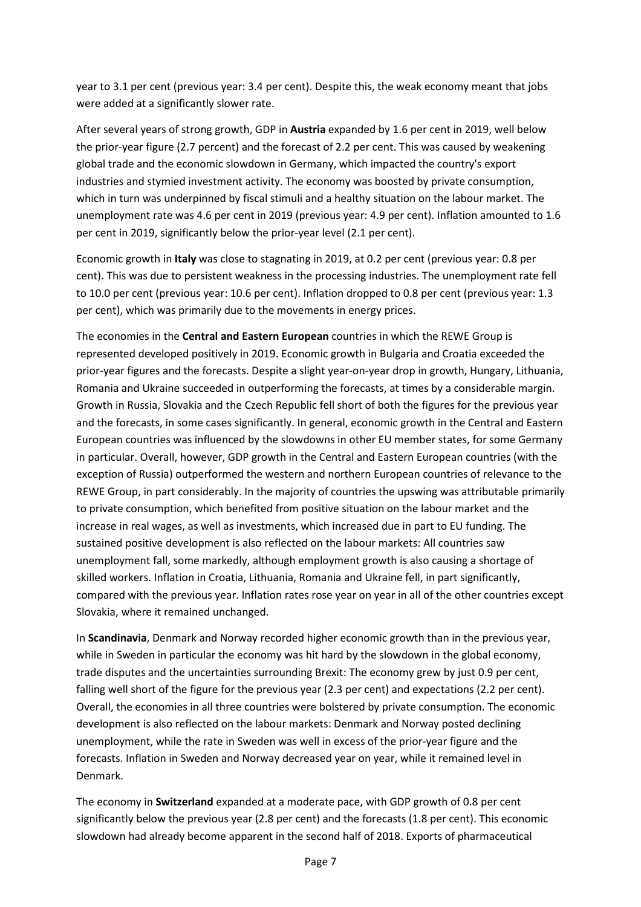year to 3.1 per cent (previous year: 3.4 per cent). Despite this, the weak economy meant that jobs were added at a significantly slower rate.

After several years of strong growth, GDP in **Austria** expanded by 1.6 per cent in 2019, well below the prior-year figure (2.7 percent) and the forecast of 2.2 per cent. This was caused by weakening global trade and the economic slowdown in Germany, which impacted the country's export industries and stymied investment activity. The economy was boosted by private consumption, which in turn was underpinned by fiscal stimuli and a healthy situation on the labour market. The unemployment rate was 4.6 per cent in 2019 (previous year: 4.9 per cent). Inflation amounted to 1.6 per cent in 2019, significantly below the prior-year level (2.1 per cent).

Economic growth in **Italy** was close to stagnating in 2019, at 0.2 per cent (previous year: 0.8 per cent). This was due to persistent weakness in the processing industries. The unemployment rate fell to 10.0 per cent (previous year: 10.6 per cent). Inflation dropped to 0.8 per cent (previous year: 1.3 per cent), which was primarily due to the movements in energy prices.

The economies in the **Central and Eastern European** countries in which the REWE Group is represented developed positively in 2019. Economic growth in Bulgaria and Croatia exceeded the prior-year figures and the forecasts. Despite a slight year-on-year drop in growth, Hungary, Lithuania, Romania and Ukraine succeeded in outperforming the forecasts, at times by a considerable margin. Growth in Russia, Slovakia and the Czech Republic fell short of both the figures for the previous year and the forecasts, in some cases significantly. In general, economic growth in the Central and Eastern European countries was influenced by the slowdowns in other EU member states, for some Germany in particular. Overall, however, GDP growth in the Central and Eastern European countries (with the exception of Russia) outperformed the western and northern European countries of relevance to the REWE Group, in part considerably. In the majority of countries the upswing was attributable primarily to private consumption, which benefited from positive situation on the labour market and the increase in real wages, as well as investments, which increased due in part to EU funding. The sustained positive development is also reflected on the labour markets: All countries saw unemployment fall, some markedly, although employment growth is also causing a shortage of skilled workers. Inflation in Croatia, Lithuania, Romania and Ukraine fell, in part significantly, compared with the previous year. Inflation rates rose year on year in all of the other countries except Slovakia, where it remained unchanged.

In **Scandinavia**, Denmark and Norway recorded higher economic growth than in the previous year, while in Sweden in particular the economy was hit hard by the slowdown in the global economy, trade disputes and the uncertainties surrounding Brexit: The economy grew by just 0.9 per cent, falling well short of the figure for the previous year (2.3 per cent) and expectations (2.2 per cent). Overall, the economies in all three countries were bolstered by private consumption. The economic development is also reflected on the labour markets: Denmark and Norway posted declining unemployment, while the rate in Sweden was well in excess of the prior-year figure and the forecasts. Inflation in Sweden and Norway decreased year on year, while it remained level in Denmark.

The economy in **Switzerland** expanded at a moderate pace, with GDP growth of 0.8 per cent significantly below the previous year (2.8 per cent) and the forecasts (1.8 per cent). This economic slowdown had already become apparent in the second half of 2018. Exports of pharmaceutical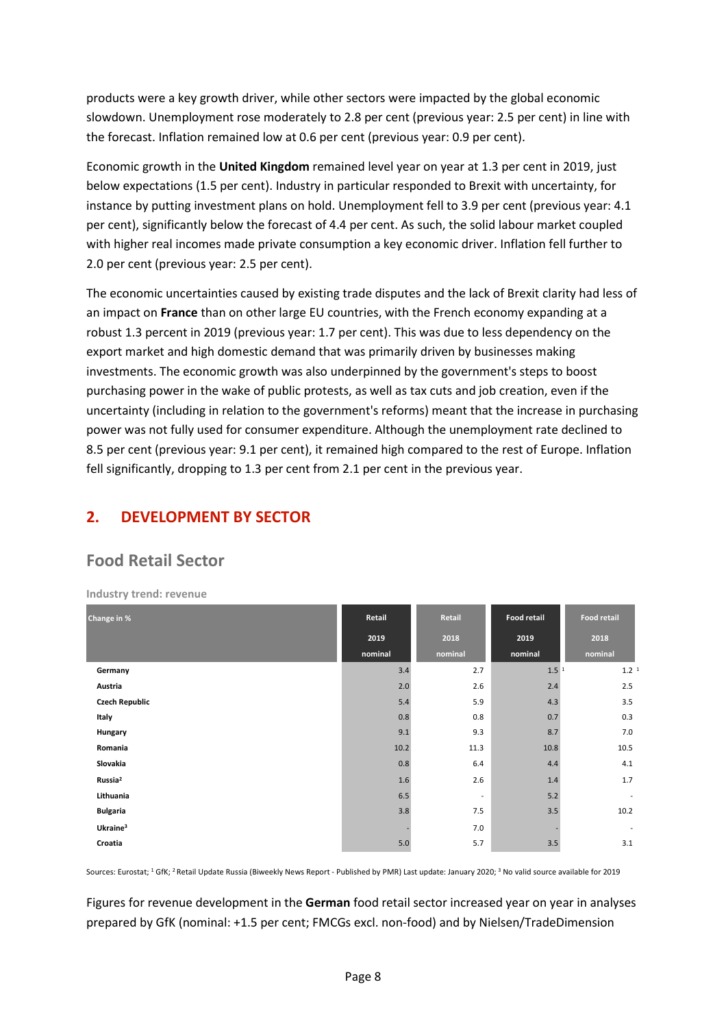products were a key growth driver, while other sectors were impacted by the global economic slowdown. Unemployment rose moderately to 2.8 per cent (previous year: 2.5 per cent) in line with the forecast. Inflation remained low at 0.6 per cent (previous year: 0.9 per cent).

Economic growth in the **United Kingdom** remained level year on year at 1.3 per cent in 2019, just below expectations (1.5 per cent). Industry in particular responded to Brexit with uncertainty, for instance by putting investment plans on hold. Unemployment fell to 3.9 per cent (previous year: 4.1 per cent), significantly below the forecast of 4.4 per cent. As such, the solid labour market coupled with higher real incomes made private consumption a key economic driver. Inflation fell further to 2.0 per cent (previous year: 2.5 per cent).

The economic uncertainties caused by existing trade disputes and the lack of Brexit clarity had less of an impact on **France** than on other large EU countries, with the French economy expanding at a robust 1.3 percent in 2019 (previous year: 1.7 per cent). This was due to less dependency on the export market and high domestic demand that was primarily driven by businesses making investments. The economic growth was also underpinned by the government's steps to boost purchasing power in the wake of public protests, as well as tax cuts and job creation, even if the uncertainty (including in relation to the government's reforms) meant that the increase in purchasing power was not fully used for consumer expenditure. Although the unemployment rate declined to 8.5 per cent (previous year: 9.1 per cent), it remained high compared to the rest of Europe. Inflation fell significantly, dropping to 1.3 per cent from 2.1 per cent in the previous year.

## 2. DEVELOPMENT BY SECTOR

### Food Retail Sector

**Industry trend: revenue**

| Change in % | Retail 2019 nominal | Retail 2018 nominal | Food retail 2019 nominal | Food retail 2018 nominal |
|---|---|---|---|---|
| Germany | 3.4 | 2.7 | 1.5 [1] | 1.2 [1] |
| Austria | 2.0 | 2.6 | 2.4 | 2.5 |
| Czech Republic | 5.4 | 5.9 | 4.3 | 3.5 |
| Italy | 0.8 | 0.8 | 0.7 | 0.3 |
| Hungary | 9.1 | 9.3 | 8.7 | 7.0 |
| Romania | 10.2 | 11.3 | 10.8 | 10.5 |
| Slovakia | 0.8 | 6.4 | 4.4 | 4.1 |
| Russia[2] | 1.6 | 2.6 | 1.4 | 1.7 |
| Lithuania | 6.5 | - | 5.2 | - |
| Bulgaria | 3.8 | 7.5 | 3.5 | 10.2 |
| Ukraine[3] | - | 7.0 | - | - |
| Croatia | 5.0 | 5.7 | 3.5 | 3.1 |

Sources: Eurostat; [1] GfK; [2] Retail Update Russia (Biweekly News Report - Published by PMR) Last update: January 2020; [3] No valid source available for 2019

Figures for revenue development in the **German** food retail sector increased year on year in analyses prepared by GfK (nominal: +1.5 per cent; FMCGs excl. non-food) and by Nielsen/TradeDimension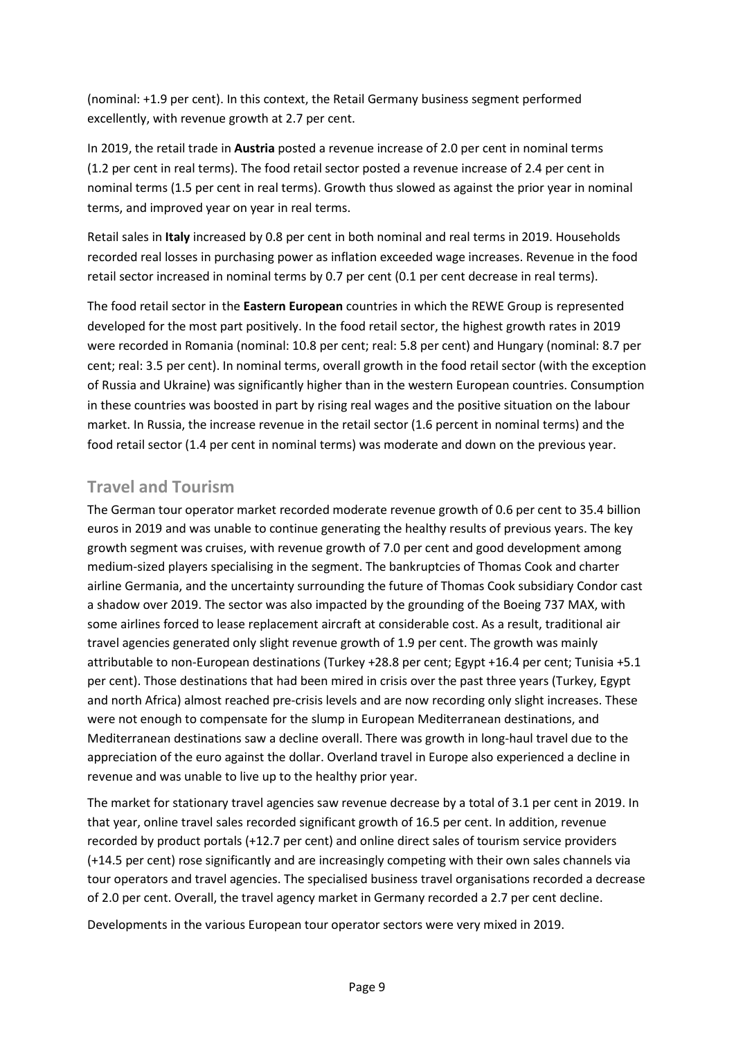(nominal: +1.9 per cent). In this context, the Retail Germany business segment performed excellently, with revenue growth at 2.7 per cent.

In 2019, the retail trade in **Austria** posted a revenue increase of 2.0 per cent in nominal terms (1.2 per cent in real terms). The food retail sector posted a revenue increase of 2.4 per cent in nominal terms (1.5 per cent in real terms). Growth thus slowed as against the prior year in nominal terms, and improved year on year in real terms.

Retail sales in **Italy** increased by 0.8 per cent in both nominal and real terms in 2019. Households recorded real losses in purchasing power as inflation exceeded wage increases. Revenue in the food retail sector increased in nominal terms by 0.7 per cent (0.1 per cent decrease in real terms).

The food retail sector in the **Eastern European** countries in which the REWE Group is represented developed for the most part positively. In the food retail sector, the highest growth rates in 2019 were recorded in Romania (nominal: 10.8 per cent; real: 5.8 per cent) and Hungary (nominal: 8.7 per cent; real: 3.5 per cent). In nominal terms, overall growth in the food retail sector (with the exception of Russia and Ukraine) was significantly higher than in the western European countries. Consumption in these countries was boosted in part by rising real wages and the positive situation on the labour market. In Russia, the increase revenue in the retail sector (1.6 percent in nominal terms) and the food retail sector (1.4 per cent in nominal terms) was moderate and down on the previous year.

## Travel and Tourism

The German tour operator market recorded moderate revenue growth of 0.6 per cent to 35.4 billion euros in 2019 and was unable to continue generating the healthy results of previous years. The key growth segment was cruises, with revenue growth of 7.0 per cent and good development among medium-sized players specialising in the segment. The bankruptcies of Thomas Cook and charter airline Germania, and the uncertainty surrounding the future of Thomas Cook subsidiary Condor cast a shadow over 2019. The sector was also impacted by the grounding of the Boeing 737 MAX, with some airlines forced to lease replacement aircraft at considerable cost. As a result, traditional air travel agencies generated only slight revenue growth of 1.9 per cent. The growth was mainly attributable to non-European destinations (Turkey +28.8 per cent; Egypt +16.4 per cent; Tunisia +5.1 per cent). Those destinations that had been mired in crisis over the past three years (Turkey, Egypt and north Africa) almost reached pre-crisis levels and are now recording only slight increases. These were not enough to compensate for the slump in European Mediterranean destinations, and Mediterranean destinations saw a decline overall. There was growth in long-haul travel due to the appreciation of the euro against the dollar. Overland travel in Europe also experienced a decline in revenue and was unable to live up to the healthy prior year.

The market for stationary travel agencies saw revenue decrease by a total of 3.1 per cent in 2019. In that year, online travel sales recorded significant growth of 16.5 per cent. In addition, revenue recorded by product portals (+12.7 per cent) and online direct sales of tourism service providers (+14.5 per cent) rose significantly and are increasingly competing with their own sales channels via tour operators and travel agencies. The specialised business travel organisations recorded a decrease of 2.0 per cent. Overall, the travel agency market in Germany recorded a 2.7 per cent decline.

Developments in the various European tour operator sectors were very mixed in 2019.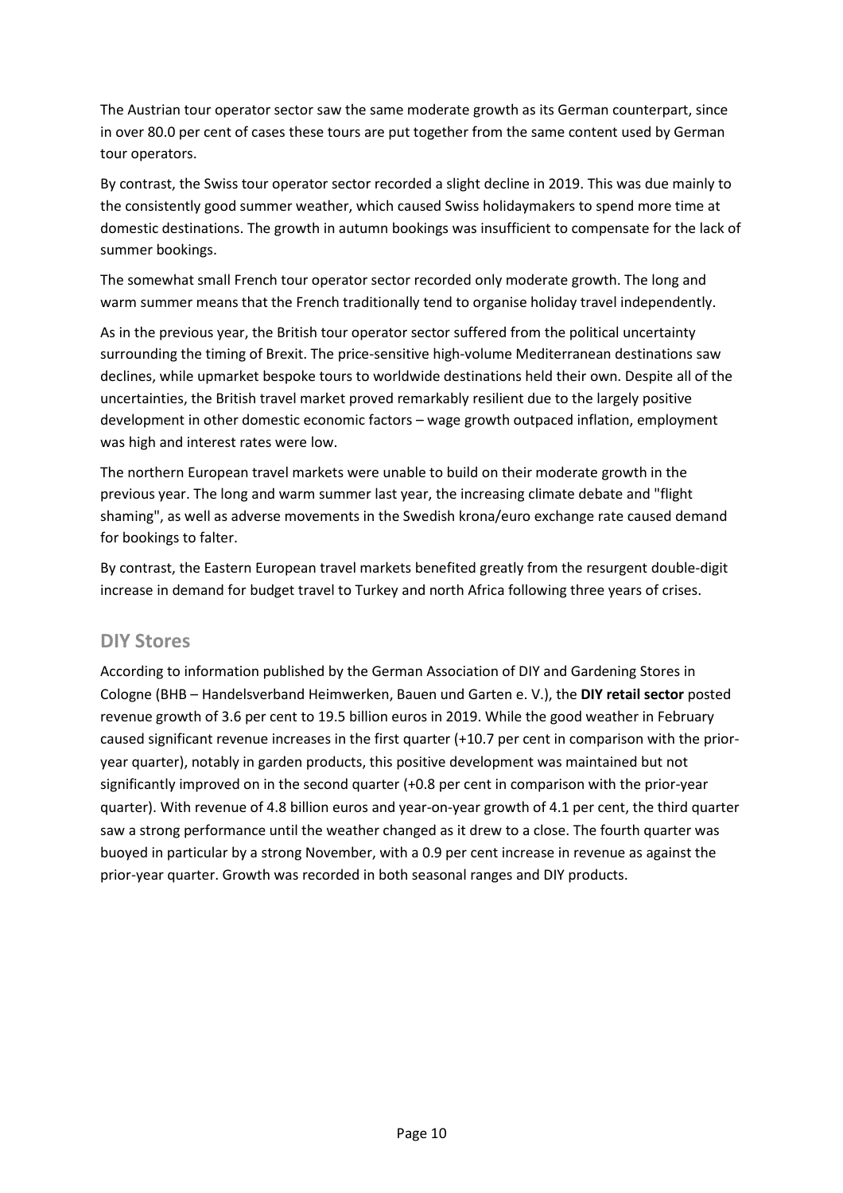The Austrian tour operator sector saw the same moderate growth as its German counterpart, since in over 80.0 per cent of cases these tours are put together from the same content used by German tour operators.

By contrast, the Swiss tour operator sector recorded a slight decline in 2019. This was due mainly to the consistently good summer weather, which caused Swiss holidaymakers to spend more time at domestic destinations. The growth in autumn bookings was insufficient to compensate for the lack of summer bookings.

The somewhat small French tour operator sector recorded only moderate growth. The long and warm summer means that the French traditionally tend to organise holiday travel independently.

As in the previous year, the British tour operator sector suffered from the political uncertainty surrounding the timing of Brexit. The price-sensitive high-volume Mediterranean destinations saw declines, while upmarket bespoke tours to worldwide destinations held their own. Despite all of the uncertainties, the British travel market proved remarkably resilient due to the largely positive development in other domestic economic factors – wage growth outpaced inflation, employment was high and interest rates were low.

The northern European travel markets were unable to build on their moderate growth in the previous year. The long and warm summer last year, the increasing climate debate and "flight shaming", as well as adverse movements in the Swedish krona/euro exchange rate caused demand for bookings to falter.

By contrast, the Eastern European travel markets benefited greatly from the resurgent double-digit increase in demand for budget travel to Turkey and north Africa following three years of crises.

## DIY Stores

According to information published by the German Association of DIY and Gardening Stores in Cologne (BHB – Handelsverband Heimwerken, Bauen und Garten e. V.), the **DIY retail sector** posted revenue growth of 3.6 per cent to 19.5 billion euros in 2019. While the good weather in February caused significant revenue increases in the first quarter (+10.7 per cent in comparison with the prior-year quarter), notably in garden products, this positive development was maintained but not significantly improved on in the second quarter (+0.8 per cent in comparison with the prior-year quarter). With revenue of 4.8 billion euros and year-on-year growth of 4.1 per cent, the third quarter saw a strong performance until the weather changed as it drew to a close. The fourth quarter was buoyed in particular by a strong November, with a 0.9 per cent increase in revenue as against the prior-year quarter. Growth was recorded in both seasonal ranges and DIY products.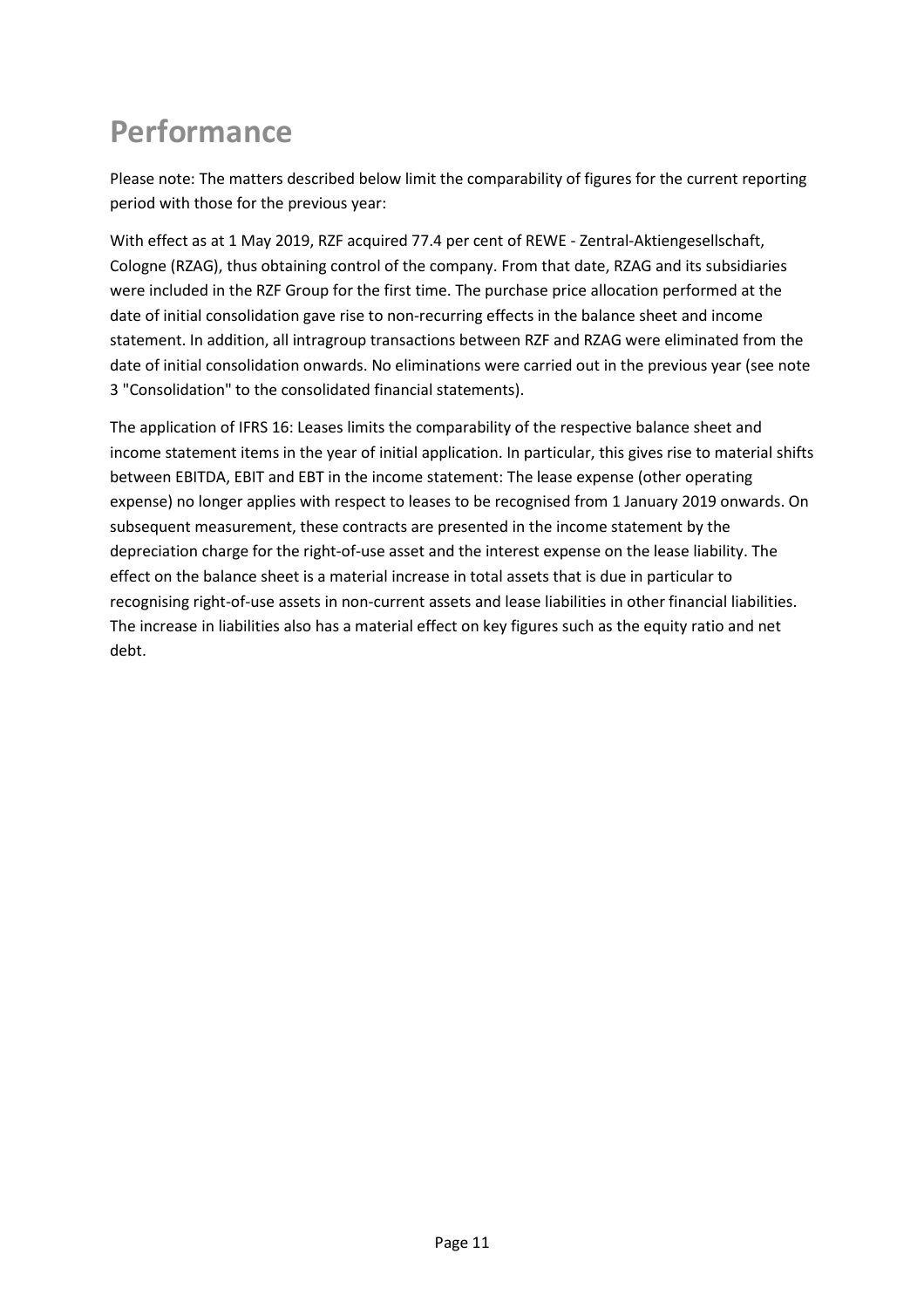# Performance

Please note: The matters described below limit the comparability of figures for the current reporting period with those for the previous year:

With effect as at 1 May 2019, RZF acquired 77.4 per cent of REWE - Zentral-Aktiengesellschaft, Cologne (RZAG), thus obtaining control of the company. From that date, RZAG and its subsidiaries were included in the RZF Group for the first time. The purchase price allocation performed at the date of initial consolidation gave rise to non-recurring effects in the balance sheet and income statement. In addition, all intragroup transactions between RZF and RZAG were eliminated from the date of initial consolidation onwards. No eliminations were carried out in the previous year (see note 3 "Consolidation" to the consolidated financial statements).

The application of IFRS 16: Leases limits the comparability of the respective balance sheet and income statement items in the year of initial application. In particular, this gives rise to material shifts between EBITDA, EBIT and EBT in the income statement: The lease expense (other operating expense) no longer applies with respect to leases to be recognised from 1 January 2019 onwards. On subsequent measurement, these contracts are presented in the income statement by the depreciation charge for the right-of-use asset and the interest expense on the lease liability. The effect on the balance sheet is a material increase in total assets that is due in particular to recognising right-of-use assets in non-current assets and lease liabilities in other financial liabilities. The increase in liabilities also has a material effect on key figures such as the equity ratio and net debt.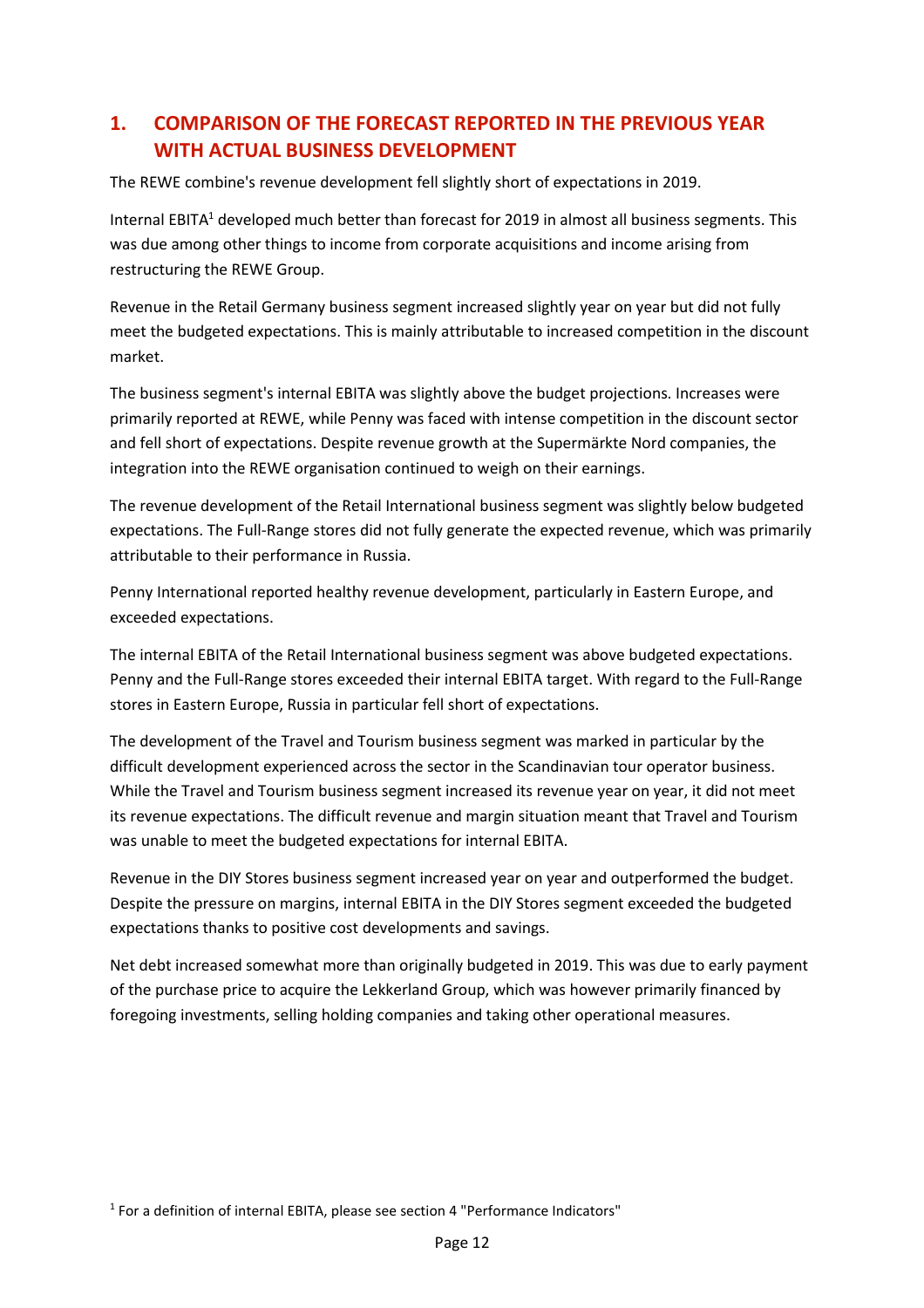## 1. COMPARISON OF THE FORECAST REPORTED IN THE PREVIOUS YEAR WITH ACTUAL BUSINESS DEVELOPMENT

The REWE combine's revenue development fell slightly short of expectations in 2019.

Internal EBITA[1] developed much better than forecast for 2019 in almost all business segments. This was due among other things to income from corporate acquisitions and income arising from restructuring the REWE Group.

Revenue in the Retail Germany business segment increased slightly year on year but did not fully meet the budgeted expectations. This is mainly attributable to increased competition in the discount market.

The business segment's internal EBITA was slightly above the budget projections. Increases were primarily reported at REWE, while Penny was faced with intense competition in the discount sector and fell short of expectations. Despite revenue growth at the Supermärkte Nord companies, the integration into the REWE organisation continued to weigh on their earnings.

The revenue development of the Retail International business segment was slightly below budgeted expectations. The Full-Range stores did not fully generate the expected revenue, which was primarily attributable to their performance in Russia.

Penny International reported healthy revenue development, particularly in Eastern Europe, and exceeded expectations.

The internal EBITA of the Retail International business segment was above budgeted expectations. Penny and the Full-Range stores exceeded their internal EBITA target. With regard to the Full-Range stores in Eastern Europe, Russia in particular fell short of expectations.

The development of the Travel and Tourism business segment was marked in particular by the difficult development experienced across the sector in the Scandinavian tour operator business. While the Travel and Tourism business segment increased its revenue year on year, it did not meet its revenue expectations. The difficult revenue and margin situation meant that Travel and Tourism was unable to meet the budgeted expectations for internal EBITA.

Revenue in the DIY Stores business segment increased year on year and outperformed the budget. Despite the pressure on margins, internal EBITA in the DIY Stores segment exceeded the budgeted expectations thanks to positive cost developments and savings.

Net debt increased somewhat more than originally budgeted in 2019. This was due to early payment of the purchase price to acquire the Lekkerland Group, which was however primarily financed by foregoing investments, selling holding companies and taking other operational measures.

[1] For a definition of internal EBITA, please see section 4 "Performance Indicators"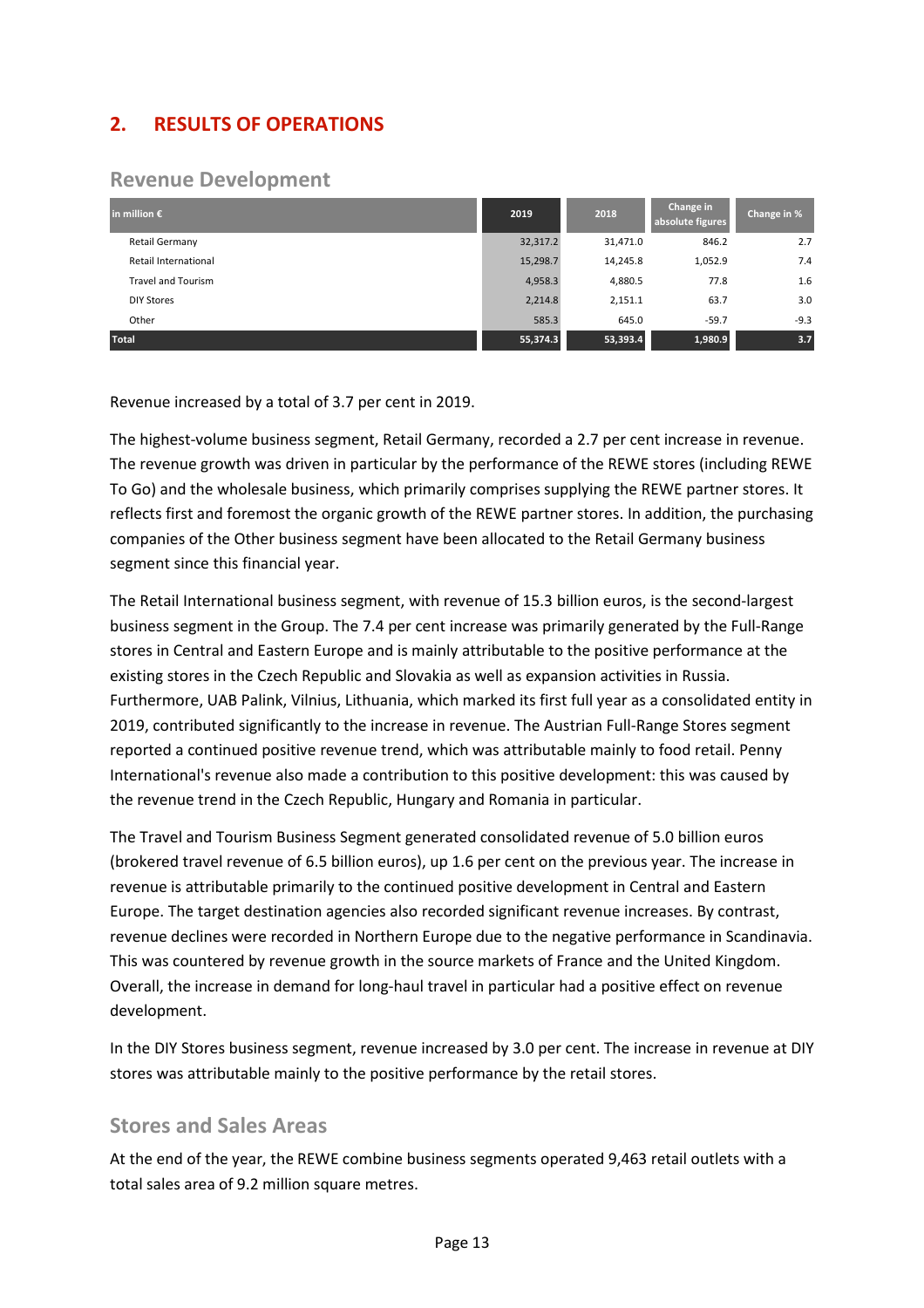## 2. RESULTS OF OPERATIONS

### Revenue Development

| in million € | 2019 | 2018 | Change in absolute figures | Change in % |
|---|---|---|---|---|
| Retail Germany | 32,317.2 | 31,471.0 | 846.2 | 2.7 |
| Retail International | 15,298.7 | 14,245.8 | 1,052.9 | 7.4 |
| Travel and Tourism | 4,958.3 | 4,880.5 | 77.8 | 1.6 |
| DIY Stores | 2,214.8 | 2,151.1 | 63.7 | 3.0 |
| Other | 585.3 | 645.0 | -59.7 | -9.3 |
| **Total** | **55,374.3** | **53,393.4** | **1,980.9** | **3.7** |

Revenue increased by a total of 3.7 per cent in 2019.

The highest-volume business segment, Retail Germany, recorded a 2.7 per cent increase in revenue. The revenue growth was driven in particular by the performance of the REWE stores (including REWE To Go) and the wholesale business, which primarily comprises supplying the REWE partner stores. It reflects first and foremost the organic growth of the REWE partner stores. In addition, the purchasing companies of the Other business segment have been allocated to the Retail Germany business segment since this financial year.

The Retail International business segment, with revenue of 15.3 billion euros, is the second-largest business segment in the Group. The 7.4 per cent increase was primarily generated by the Full-Range stores in Central and Eastern Europe and is mainly attributable to the positive performance at the existing stores in the Czech Republic and Slovakia as well as expansion activities in Russia. Furthermore, UAB Palink, Vilnius, Lithuania, which marked its first full year as a consolidated entity in 2019, contributed significantly to the increase in revenue. The Austrian Full-Range Stores segment reported a continued positive revenue trend, which was attributable mainly to food retail. Penny International's revenue also made a contribution to this positive development: this was caused by the revenue trend in the Czech Republic, Hungary and Romania in particular.

The Travel and Tourism Business Segment generated consolidated revenue of 5.0 billion euros (brokered travel revenue of 6.5 billion euros), up 1.6 per cent on the previous year. The increase in revenue is attributable primarily to the continued positive development in Central and Eastern Europe. The target destination agencies also recorded significant revenue increases. By contrast, revenue declines were recorded in Northern Europe due to the negative performance in Scandinavia. This was countered by revenue growth in the source markets of France and the United Kingdom. Overall, the increase in demand for long-haul travel in particular had a positive effect on revenue development.

In the DIY Stores business segment, revenue increased by 3.0 per cent. The increase in revenue at DIY stores was attributable mainly to the positive performance by the retail stores.

### Stores and Sales Areas

At the end of the year, the REWE combine business segments operated 9,463 retail outlets with a total sales area of 9.2 million square metres.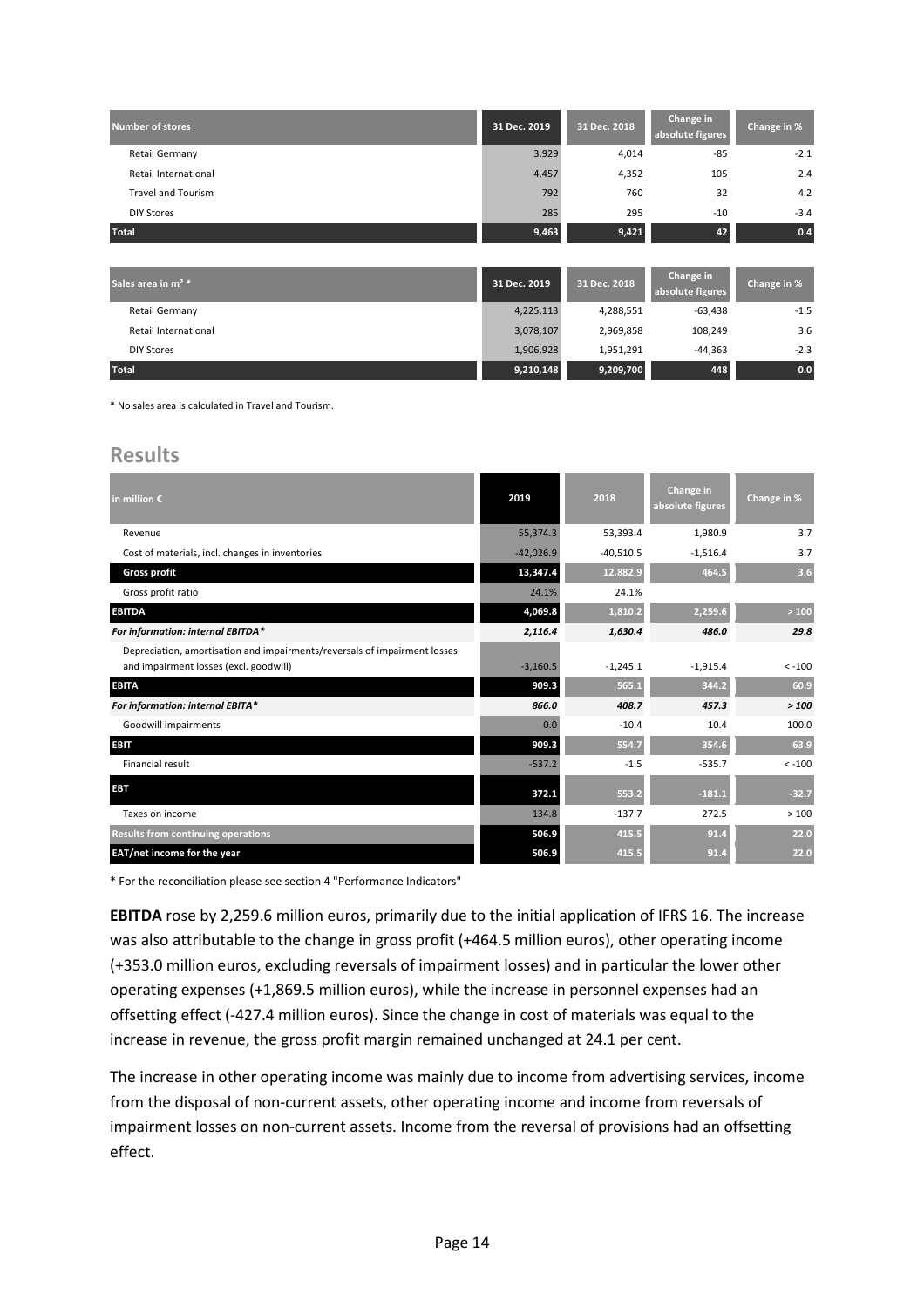| Number of stores | 31 Dec. 2019 | 31 Dec. 2018 | Change in absolute figures | Change in % |
|---|---|---|---|---|
| Retail Germany | 3,929 | 4,014 | -85 | -2.1 |
| Retail International | 4,457 | 4,352 | 105 | 2.4 |
| Travel and Tourism | 792 | 760 | 32 | 4.2 |
| DIY Stores | 285 | 295 | -10 | -3.4 |
| **Total** | **9,463** | **9,421** | **42** | **0.4** |

| Sales area in m² * | 31 Dec. 2019 | 31 Dec. 2018 | Change in absolute figures | Change in % |
|---|---|---|---|---|
| Retail Germany | 4,225,113 | 4,288,551 | -63,438 | -1.5 |
| Retail International | 3,078,107 | 2,969,858 | 108,249 | 3.6 |
| DIY Stores | 1,906,928 | 1,951,291 | -44,363 | -2.3 |
| **Total** | **9,210,148** | **9,209,700** | **448** | **0.0** |

* No sales area is calculated in Travel and Tourism.

## Results

| in million € | 2019 | 2018 | Change in absolute figures | Change in % |
|---|---|---|---|---|
| Revenue | 55,374.3 | 53,393.4 | 1,980.9 | 3.7 |
| Cost of materials, incl. changes in inventories | -42,026.9 | -40,510.5 | -1,516.4 | 3.7 |
| **Gross profit** | **13,347.4** | **12,882.9** | **464.5** | **3.6** |
| Gross profit ratio | 24.1% | 24.1% | | |
| **EBITDA** | **4,069.8** | **1,810.2** | **2,259.6** | **> 100** |
| ***For information: internal EBITDA**** | ***2,116.4*** | ***1,630.4*** | ***486.0*** | ***29.8*** |
| Depreciation, amortisation and impairments/reversals of impairment losses and impairment losses (excl. goodwill) | -3,160.5 | -1,245.1 | -1,915.4 | < -100 |
| **EBITA** | **909.3** | **565.1** | **344.2** | **60.9** |
| ***For information: internal EBITA**** | ***866.0*** | ***408.7*** | ***457.3*** | ***> 100*** |
| Goodwill impairments | 0.0 | -10.4 | 10.4 | 100.0 |
| **EBIT** | **909.3** | **554.7** | **354.6** | **63.9** |
| Financial result | -537.2 | -1.5 | -535.7 | < -100 |
| **EBT** | **372.1** | **553.2** | **-181.1** | **-32.7** |
| Taxes on income | 134.8 | -137.7 | 272.5 | > 100 |
| **Results from continuing operations** | **506.9** | **415.5** | **91.4** | **22.0** |
| **EAT/net income for the year** | **506.9** | **415.5** | **91.4** | **22.0** |

* For the reconciliation please see section 4 "Performance Indicators"

**EBITDA** rose by 2,259.6 million euros, primarily due to the initial application of IFRS 16. The increase was also attributable to the change in gross profit (+464.5 million euros), other operating income (+353.0 million euros, excluding reversals of impairment losses) and in particular the lower other operating expenses (+1,869.5 million euros), while the increase in personnel expenses had an offsetting effect (-427.4 million euros). Since the change in cost of materials was equal to the increase in revenue, the gross profit margin remained unchanged at 24.1 per cent.

The increase in other operating income was mainly due to income from advertising services, income from the disposal of non-current assets, other operating income and income from reversals of impairment losses on non-current assets. Income from the reversal of provisions had an offsetting effect.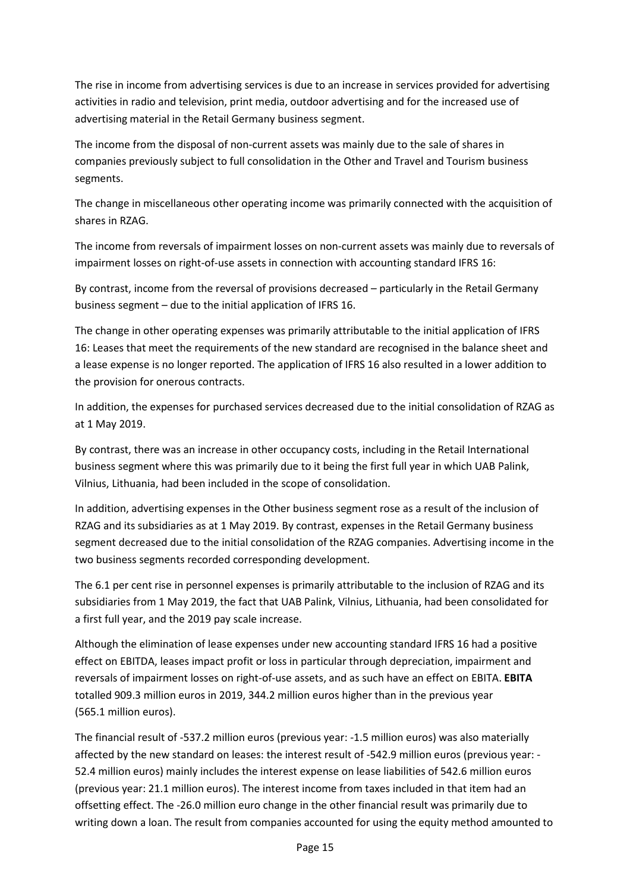The rise in income from advertising services is due to an increase in services provided for advertising activities in radio and television, print media, outdoor advertising and for the increased use of advertising material in the Retail Germany business segment.

The income from the disposal of non-current assets was mainly due to the sale of shares in companies previously subject to full consolidation in the Other and Travel and Tourism business segments.

The change in miscellaneous other operating income was primarily connected with the acquisition of shares in RZAG.

The income from reversals of impairment losses on non-current assets was mainly due to reversals of impairment losses on right-of-use assets in connection with accounting standard IFRS 16:

By contrast, income from the reversal of provisions decreased – particularly in the Retail Germany business segment – due to the initial application of IFRS 16.

The change in other operating expenses was primarily attributable to the initial application of IFRS 16: Leases that meet the requirements of the new standard are recognised in the balance sheet and a lease expense is no longer reported. The application of IFRS 16 also resulted in a lower addition to the provision for onerous contracts.

In addition, the expenses for purchased services decreased due to the initial consolidation of RZAG as at 1 May 2019.

By contrast, there was an increase in other occupancy costs, including in the Retail International business segment where this was primarily due to it being the first full year in which UAB Palink, Vilnius, Lithuania, had been included in the scope of consolidation.

In addition, advertising expenses in the Other business segment rose as a result of the inclusion of RZAG and its subsidiaries as at 1 May 2019. By contrast, expenses in the Retail Germany business segment decreased due to the initial consolidation of the RZAG companies. Advertising income in the two business segments recorded corresponding development.

The 6.1 per cent rise in personnel expenses is primarily attributable to the inclusion of RZAG and its subsidiaries from 1 May 2019, the fact that UAB Palink, Vilnius, Lithuania, had been consolidated for a first full year, and the 2019 pay scale increase.

Although the elimination of lease expenses under new accounting standard IFRS 16 had a positive effect on EBITDA, leases impact profit or loss in particular through depreciation, impairment and reversals of impairment losses on right-of-use assets, and as such have an effect on EBITA. **EBITA** totalled 909.3 million euros in 2019, 344.2 million euros higher than in the previous year (565.1 million euros).

The financial result of -537.2 million euros (previous year: -1.5 million euros) was also materially affected by the new standard on leases: the interest result of -542.9 million euros (previous year: -52.4 million euros) mainly includes the interest expense on lease liabilities of 542.6 million euros (previous year: 21.1 million euros). The interest income from taxes included in that item had an offsetting effect. The -26.0 million euro change in the other financial result was primarily due to writing down a loan. The result from companies accounted for using the equity method amounted to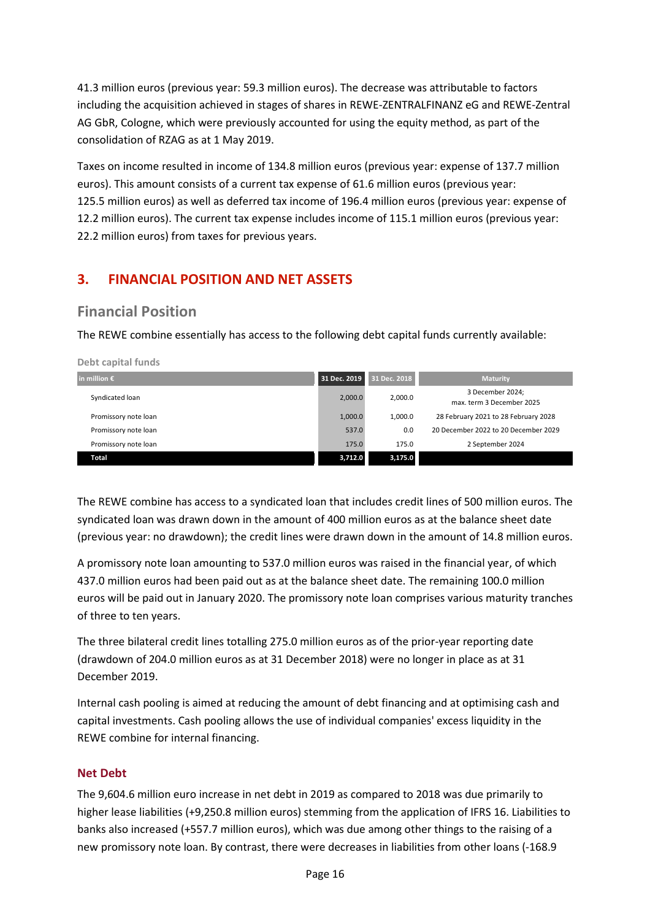41.3 million euros (previous year: 59.3 million euros). The decrease was attributable to factors including the acquisition achieved in stages of shares in REWE-ZENTRALFINANZ eG and REWE-Zentral AG GbR, Cologne, which were previously accounted for using the equity method, as part of the consolidation of RZAG as at 1 May 2019.

Taxes on income resulted in income of 134.8 million euros (previous year: expense of 137.7 million euros). This amount consists of a current tax expense of 61.6 million euros (previous year: 125.5 million euros) as well as deferred tax income of 196.4 million euros (previous year: expense of 12.2 million euros). The current tax expense includes income of 115.1 million euros (previous year: 22.2 million euros) from taxes for previous years.

## 3. FINANCIAL POSITION AND NET ASSETS

### Financial Position

The REWE combine essentially has access to the following debt capital funds currently available:

**Debt capital funds**

| in million € | 31 Dec. 2019 | 31 Dec. 2018 | Maturity |
|---|---|---|---|
| Syndicated loan | 2,000.0 | 2,000.0 | 3 December 2024; max. term 3 December 2025 |
| Promissory note loan | 1,000.0 | 1,000.0 | 28 February 2021 to 28 February 2028 |
| Promissory note loan | 537.0 | 0.0 | 20 December 2022 to 20 December 2029 |
| Promissory note loan | 175.0 | 175.0 | 2 September 2024 |
| **Total** | **3,712.0** | **3,175.0** | |

The REWE combine has access to a syndicated loan that includes credit lines of 500 million euros. The syndicated loan was drawn down in the amount of 400 million euros as at the balance sheet date (previous year: no drawdown); the credit lines were drawn down in the amount of 14.8 million euros.

A promissory note loan amounting to 537.0 million euros was raised in the financial year, of which 437.0 million euros had been paid out as at the balance sheet date. The remaining 100.0 million euros will be paid out in January 2020. The promissory note loan comprises various maturity tranches of three to ten years.

The three bilateral credit lines totalling 275.0 million euros as of the prior-year reporting date (drawdown of 204.0 million euros as at 31 December 2018) were no longer in place as at 31 December 2019.

Internal cash pooling is aimed at reducing the amount of debt financing and at optimising cash and capital investments. Cash pooling allows the use of individual companies' excess liquidity in the REWE combine for internal financing.

#### Net Debt

The 9,604.6 million euro increase in net debt in 2019 as compared to 2018 was due primarily to higher lease liabilities (+9,250.8 million euros) stemming from the application of IFRS 16. Liabilities to banks also increased (+557.7 million euros), which was due among other things to the raising of a new promissory note loan. By contrast, there were decreases in liabilities from other loans (-168.9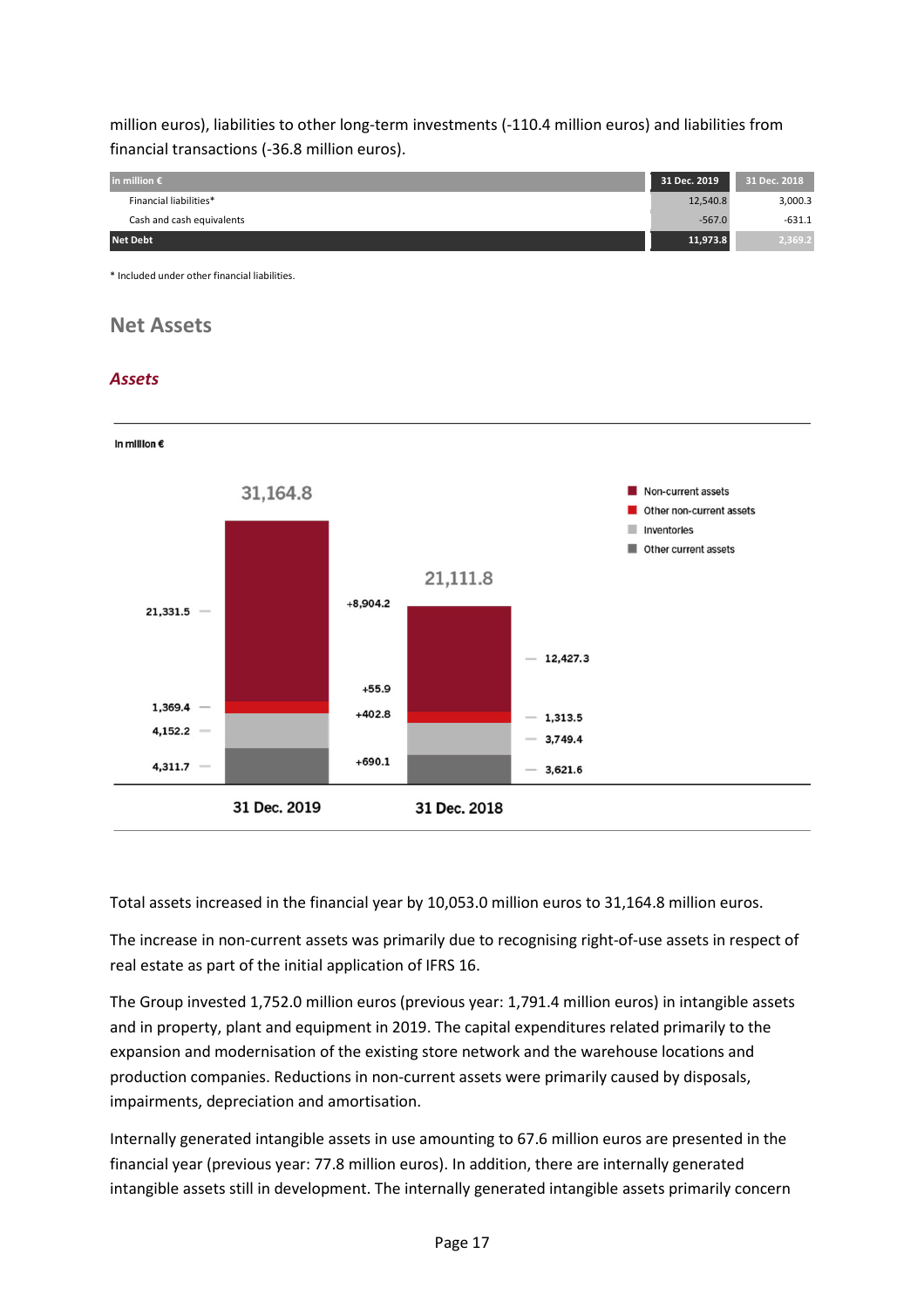million euros), liabilities to other long-term investments (-110.4 million euros) and liabilities from financial transactions (-36.8 million euros).

| in million € | 31 Dec. 2019 | 31 Dec. 2018 |
|---|---|---|
| Financial liabilities* | 12,540.8 | 3,000.3 |
| Cash and cash equivalents | -567.0 | -631.1 |
| **Net Debt** | **11,973.8** | **2,369.2** |

* Included under other financial liabilities.

## Net Assets

### *Assets*

In million €

| | 31 Dec. 2019 | Change | 31 Dec. 2018 |
|---|---|---|---|
| Non-current assets | 21,331.5 | +8,904.2 | 12,427.3 |
| Other non-current assets | 1,369.4 | +55.9 | 1,313.5 |
| Inventories | 4,152.2 | +402.8 | 3,749.4 |
| Other current assets | 4,311.7 | +690.1 | 3,621.6 |
| Total | 31,164.8 | | 21,111.8 |

Total assets increased in the financial year by 10,053.0 million euros to 31,164.8 million euros.

The increase in non-current assets was primarily due to recognising right-of-use assets in respect of real estate as part of the initial application of IFRS 16.

The Group invested 1,752.0 million euros (previous year: 1,791.4 million euros) in intangible assets and in property, plant and equipment in 2019. The capital expenditures related primarily to the expansion and modernisation of the existing store network and the warehouse locations and production companies. Reductions in non-current assets were primarily caused by disposals, impairments, depreciation and amortisation.

Internally generated intangible assets in use amounting to 67.6 million euros are presented in the financial year (previous year: 77.8 million euros). In addition, there are internally generated intangible assets still in development. The internally generated intangible assets primarily concern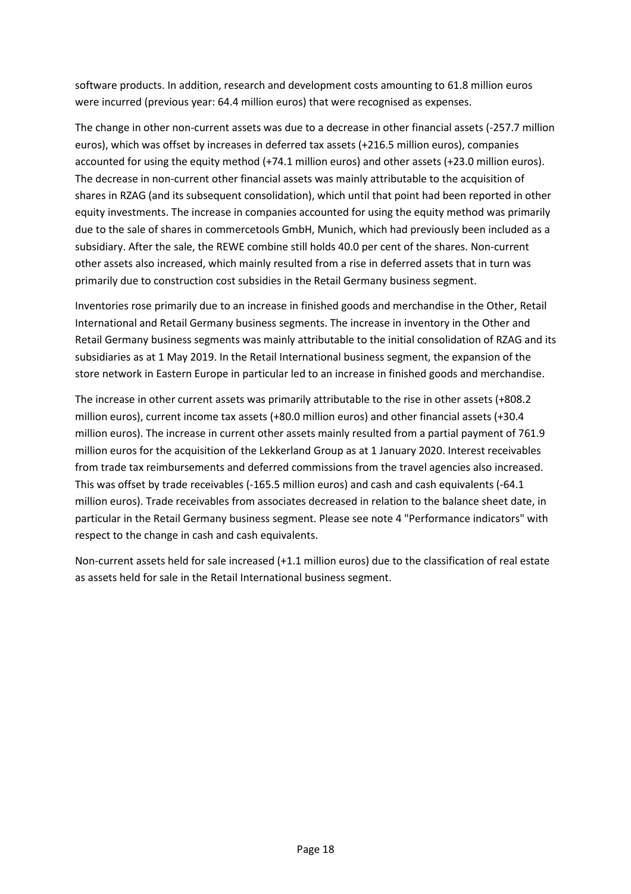software products. In addition, research and development costs amounting to 61.8 million euros were incurred (previous year: 64.4 million euros) that were recognised as expenses.

The change in other non-current assets was due to a decrease in other financial assets (-257.7 million euros), which was offset by increases in deferred tax assets (+216.5 million euros), companies accounted for using the equity method (+74.1 million euros) and other assets (+23.0 million euros). The decrease in non-current other financial assets was mainly attributable to the acquisition of shares in RZAG (and its subsequent consolidation), which until that point had been reported in other equity investments. The increase in companies accounted for using the equity method was primarily due to the sale of shares in commercetools GmbH, Munich, which had previously been included as a subsidiary. After the sale, the REWE combine still holds 40.0 per cent of the shares. Non-current other assets also increased, which mainly resulted from a rise in deferred assets that in turn was primarily due to construction cost subsidies in the Retail Germany business segment.

Inventories rose primarily due to an increase in finished goods and merchandise in the Other, Retail International and Retail Germany business segments. The increase in inventory in the Other and Retail Germany business segments was mainly attributable to the initial consolidation of RZAG and its subsidiaries as at 1 May 2019. In the Retail International business segment, the expansion of the store network in Eastern Europe in particular led to an increase in finished goods and merchandise.

The increase in other current assets was primarily attributable to the rise in other assets (+808.2 million euros), current income tax assets (+80.0 million euros) and other financial assets (+30.4 million euros). The increase in current other assets mainly resulted from a partial payment of 761.9 million euros for the acquisition of the Lekkerland Group as at 1 January 2020. Interest receivables from trade tax reimbursements and deferred commissions from the travel agencies also increased. This was offset by trade receivables (-165.5 million euros) and cash and cash equivalents (-64.1 million euros). Trade receivables from associates decreased in relation to the balance sheet date, in particular in the Retail Germany business segment. Please see note 4 "Performance indicators" with respect to the change in cash and cash equivalents.

Non-current assets held for sale increased (+1.1 million euros) due to the classification of real estate as assets held for sale in the Retail International business segment.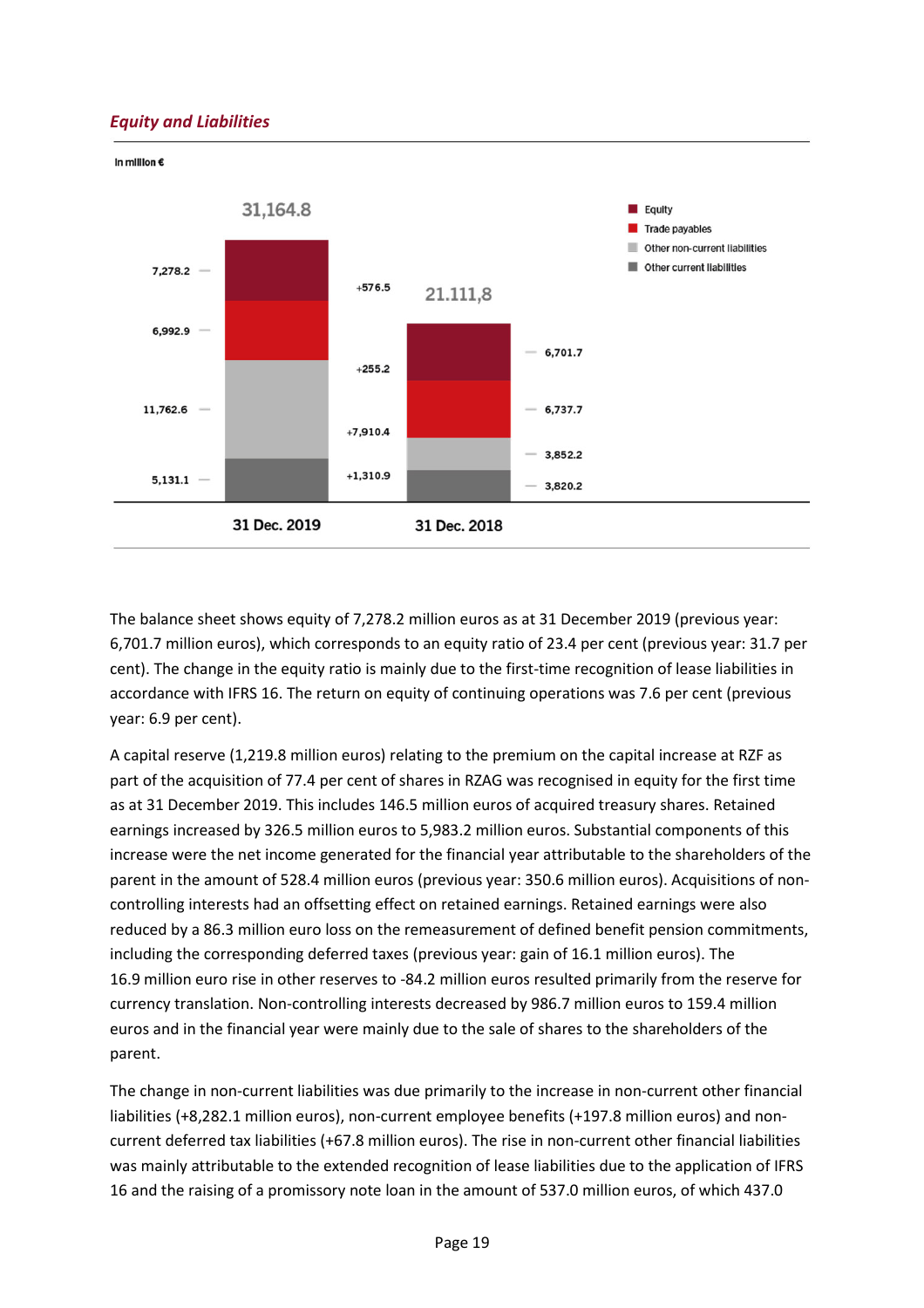***Equations and Liabilities***

In million €

| | 31 Dec. 2019 | Change | 31 Dec. 2018 |
|---|---|---|---|
| Total | 31,164.8 | | 21.111,8 |
| Equity | 7,278.2 | +576.5 | 6,701.7 |
| Trade payables | 6,992.9 | +255.2 | 6,737.7 |
| Other non-current liabilities | 11,762.6 | +7,910.4 | 3,852.2 |
| Other current liabilities | 5,131.1 | +1,310.9 | 3,820.2 |

The balance sheet shows equity of 7,278.2 million euros as at 31 December 2019 (previous year: 6,701.7 million euros), which corresponds to an equity ratio of 23.4 per cent (previous year: 31.7 per cent). The change in the equity ratio is mainly due to the first-time recognition of lease liabilities in accordance with IFRS 16. The return on equity of continuing operations was 7.6 per cent (previous year: 6.9 per cent).

A capital reserve (1,219.8 million euros) relating to the premium on the capital increase at RZF as part of the acquisition of 77.4 per cent of shares in RZAG was recognised in equity for the first time as at 31 December 2019. This includes 146.5 million euros of acquired treasury shares. Retained earnings increased by 326.5 million euros to 5,983.2 million euros. Substantial components of this increase were the net income generated for the financial year attributable to the shareholders of the parent in the amount of 528.4 million euros (previous year: 350.6 million euros). Acquisitions of non-controlling interests had an offsetting effect on retained earnings. Retained earnings were also reduced by a 86.3 million euro loss on the remeasurement of defined benefit pension commitments, including the corresponding deferred taxes (previous year: gain of 16.1 million euros). The 16.9 million euro rise in other reserves to -84.2 million euros resulted primarily from the reserve for currency translation. Non-controlling interests decreased by 986.7 million euros to 159.4 million euros and in the financial year were mainly due to the sale of shares to the shareholders of the parent.

The change in non-current liabilities was due primarily to the increase in non-current other financial liabilities (+8,282.1 million euros), non-current employee benefits (+197.8 million euros) and non-current deferred tax liabilities (+67.8 million euros). The rise in non-current other financial liabilities was mainly attributable to the extended recognition of lease liabilities due to the application of IFRS 16 and the raising of a promissory note loan in the amount of 537.0 million euros, of which 437.0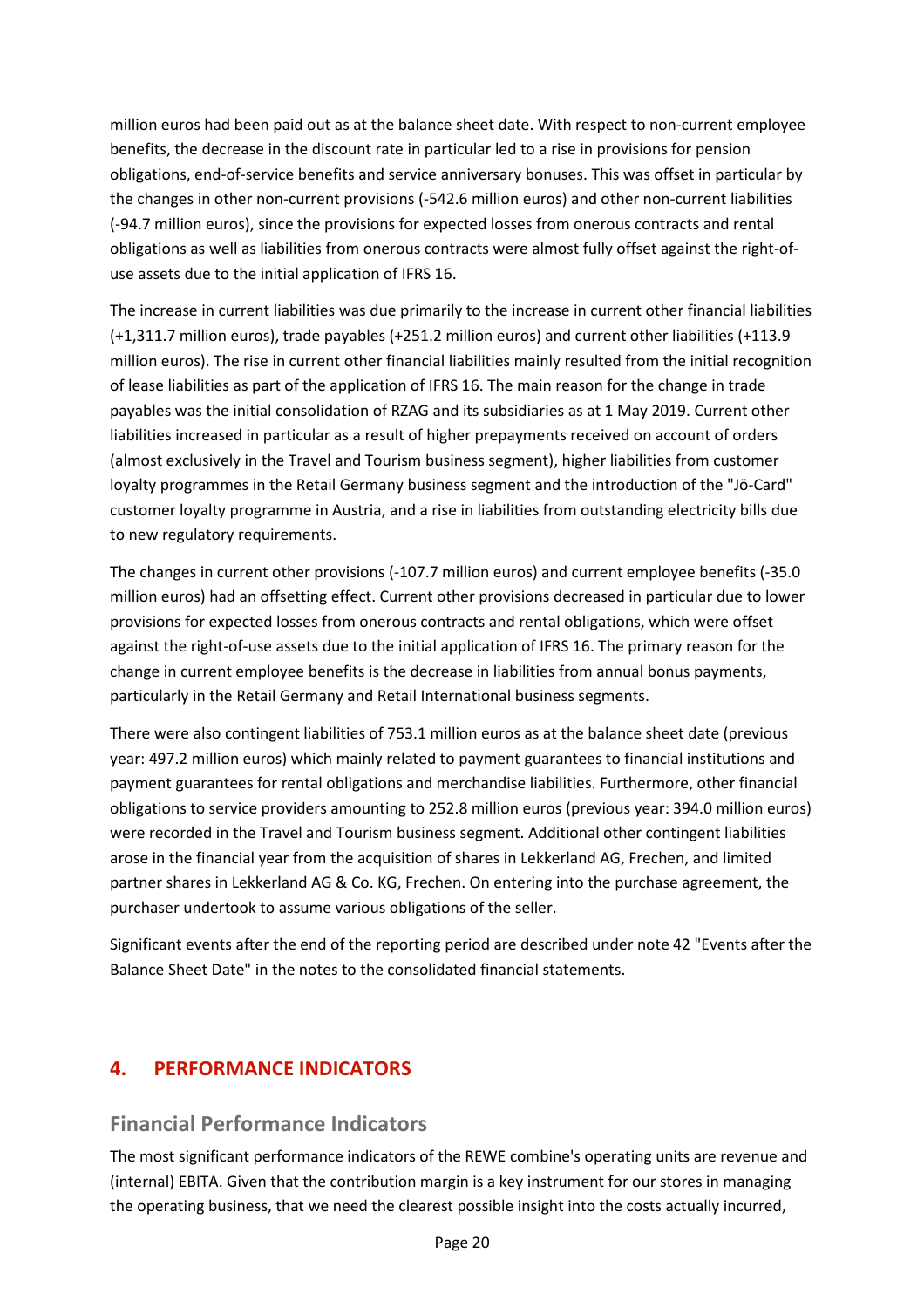million euros had been paid out as at the balance sheet date. With respect to non-current employee benefits, the decrease in the discount rate in particular led to a rise in provisions for pension obligations, end-of-service benefits and service anniversary bonuses. This was offset in particular by the changes in other non-current provisions (-542.6 million euros) and other non-current liabilities (-94.7 million euros), since the provisions for expected losses from onerous contracts and rental obligations as well as liabilities from onerous contracts were almost fully offset against the right-of-use assets due to the initial application of IFRS 16.

The increase in current liabilities was due primarily to the increase in current other financial liabilities (+1,311.7 million euros), trade payables (+251.2 million euros) and current other liabilities (+113.9 million euros). The rise in current other financial liabilities mainly resulted from the initial recognition of lease liabilities as part of the application of IFRS 16. The main reason for the change in trade payables was the initial consolidation of RZAG and its subsidiaries as at 1 May 2019. Current other liabilities increased in particular as a result of higher prepayments received on account of orders (almost exclusively in the Travel and Tourism business segment), higher liabilities from customer loyalty programmes in the Retail Germany business segment and the introduction of the "Jö-Card" customer loyalty programme in Austria, and a rise in liabilities from outstanding electricity bills due to new regulatory requirements.

The changes in current other provisions (-107.7 million euros) and current employee benefits (-35.0 million euros) had an offsetting effect. Current other provisions decreased in particular due to lower provisions for expected losses from onerous contracts and rental obligations, which were offset against the right-of-use assets due to the initial application of IFRS 16. The primary reason for the change in current employee benefits is the decrease in liabilities from annual bonus payments, particularly in the Retail Germany and Retail International business segments.

There were also contingent liabilities of 753.1 million euros as at the balance sheet date (previous year: 497.2 million euros) which mainly related to payment guarantees to financial institutions and payment guarantees for rental obligations and merchandise liabilities. Furthermore, other financial obligations to service providers amounting to 252.8 million euros (previous year: 394.0 million euros) were recorded in the Travel and Tourism business segment. Additional other contingent liabilities arose in the financial year from the acquisition of shares in Lekkerland AG, Frechen, and limited partner shares in Lekkerland AG & Co. KG, Frechen. On entering into the purchase agreement, the purchaser undertook to assume various obligations of the seller.

Significant events after the end of the reporting period are described under note 42 "Events after the Balance Sheet Date" in the notes to the consolidated financial statements.

## 4. PERFORMANCE INDICATORS

### Financial Performance Indicators

The most significant performance indicators of the REWE combine's operating units are revenue and (internal) EBITA. Given that the contribution margin is a key instrument for our stores in managing the operating business, that we need the clearest possible insight into the costs actually incurred,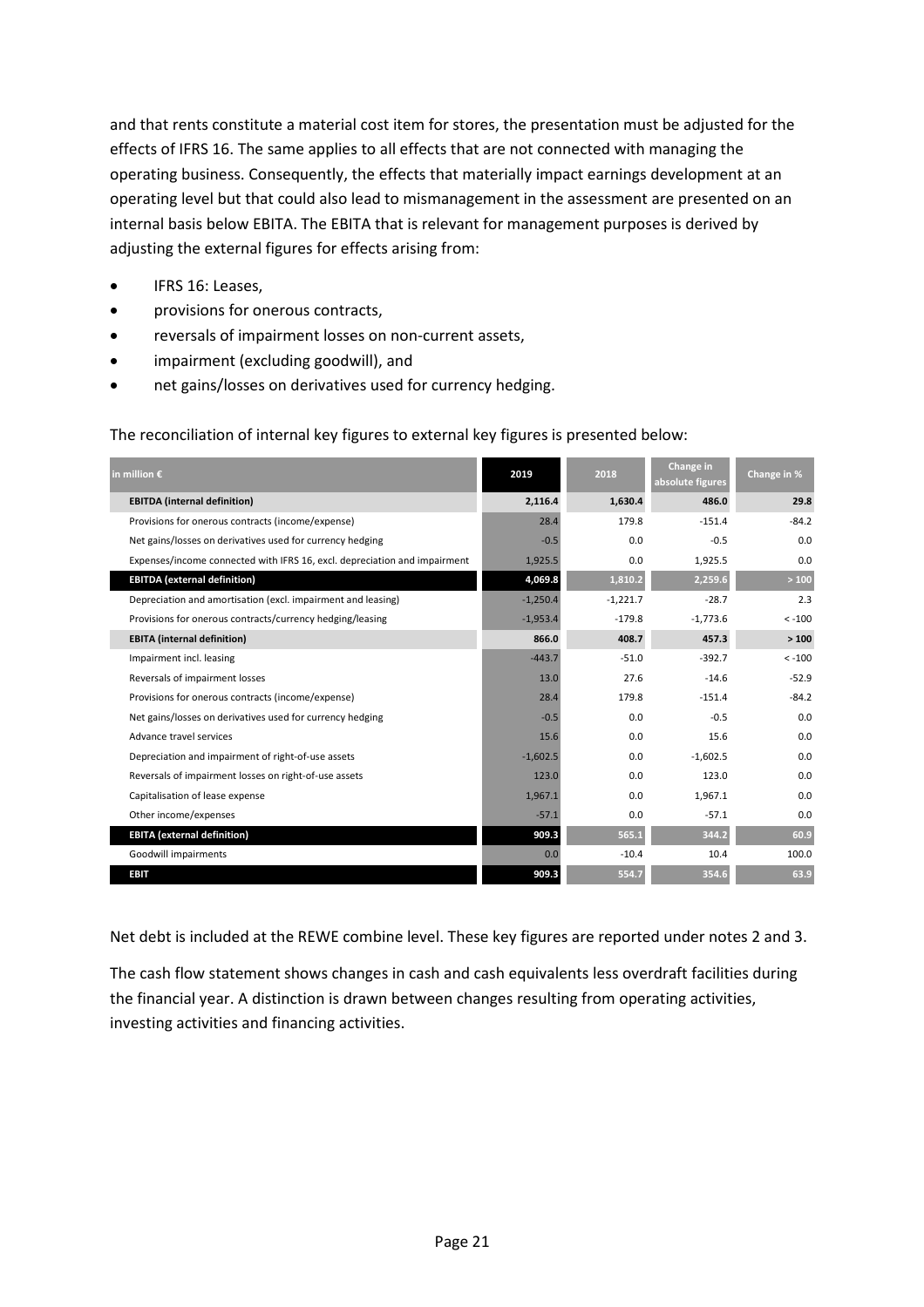and that rents constitute a material cost item for stores, the presentation must be adjusted for the effects of IFRS 16. The same applies to all effects that are not connected with managing the operating business. Consequently, the effects that materially impact earnings development at an operating level but that could also lead to mismanagement in the assessment are presented on an internal basis below EBITA. The EBITA that is relevant for management purposes is derived by adjusting the external figures for effects arising from:

- IFRS 16: Leases,
- provisions for onerous contracts,
- reversals of impairment losses on non-current assets,
- impairment (excluding goodwill), and
- net gains/losses on derivatives used for currency hedging.

The reconciliation of internal key figures to external key figures is presented below:

| in million € | 2019 | 2018 | Change in absolute figures | Change in % |
|---|---|---|---|---|
| **EBITDA (internal definition)** | **2,116.4** | **1,630.4** | **486.0** | **29.8** |
| Provisions for onerous contracts (income/expense) | 28.4 | 179.8 | -151.4 | -84.2 |
| Net gains/losses on derivatives used for currency hedging | -0.5 | 0.0 | -0.5 | 0.0 |
| Expenses/income connected with IFRS 16, excl. depreciation and impairment | 1,925.5 | 0.0 | 1,925.5 | 0.0 |
| **EBITDA (external definition)** | **4,069.8** | **1,810.2** | **2,259.6** | **> 100** |
| Depreciation and amortisation (excl. impairment and leasing) | -1,250.4 | -1,221.7 | -28.7 | 2.3 |
| Provisions for onerous contracts/currency hedging/leasing | -1,953.4 | -179.8 | -1,773.6 | < -100 |
| **EBITA (internal definition)** | **866.0** | **408.7** | **457.3** | **> 100** |
| Impairment incl. leasing | -443.7 | -51.0 | -392.7 | < -100 |
| Reversals of impairment losses | 13.0 | 27.6 | -14.6 | -52.9 |
| Provisions for onerous contracts (income/expense) | 28.4 | 179.8 | -151.4 | -84.2 |
| Net gains/losses on derivatives used for currency hedging | -0.5 | 0.0 | -0.5 | 0.0 |
| Advance travel services | 15.6 | 0.0 | 15.6 | 0.0 |
| Depreciation and impairment of right-of-use assets | -1,602.5 | 0.0 | -1,602.5 | 0.0 |
| Reversals of impairment losses on right-of-use assets | 123.0 | 0.0 | 123.0 | 0.0 |
| Capitalisation of lease expense | 1,967.1 | 0.0 | 1,967.1 | 0.0 |
| Other income/expenses | -57.1 | 0.0 | -57.1 | 0.0 |
| **EBITA (external definition)** | **909.3** | **565.1** | **344.2** | **60.9** |
| Goodwill impairments | 0.0 | -10.4 | 10.4 | 100.0 |
| **EBIT** | **909.3** | **554.7** | **354.6** | **63.9** |

Net debt is included at the REWE combine level. These key figures are reported under notes 2 and 3.

The cash flow statement shows changes in cash and cash equivalents less overdraft facilities during the financial year. A distinction is drawn between changes resulting from operating activities, investing activities and financing activities.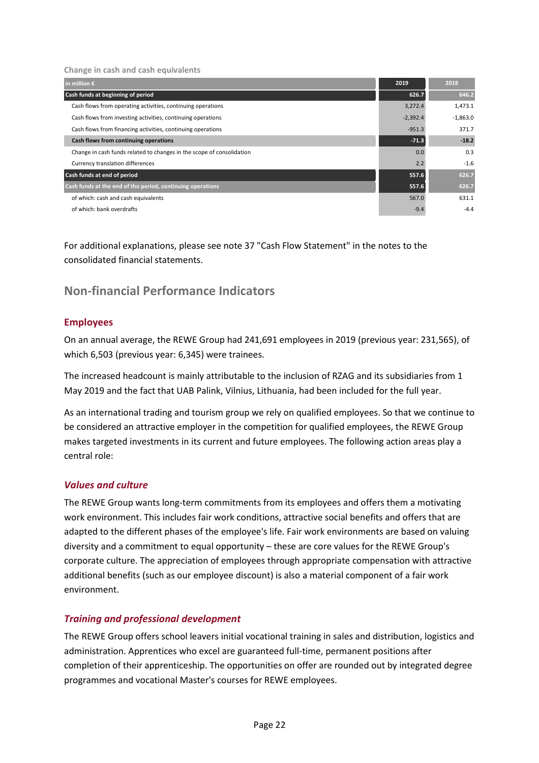**Change in cash and cash equivalents**

| in million € | 2019 | 2018 |
|---|---|---|
| **Cash funds at beginning of period** | **626.7** | **646.2** |
| Cash flows from operating activities, continuing operations | 3,272.4 | 1,473.1 |
| Cash flows from investing activities, continuing operations | -2,392.4 | -1,863.0 |
| Cash flows from financing activities, continuing operations | -951.3 | 371.7 |
| **Cash flows from continuing operations** | **-71.3** | **-18.2** |
| Change in cash funds related to changes in the scope of consolidation | 0.0 | 0.3 |
| Currency translation differences | 2.2 | -1.6 |
| **Cash funds at end of period** | **557.6** | **626.7** |
| **Cash funds at the end of the period, continuing operations** | **557.6** | **626.7** |
| of which: cash and cash equivalents | 567.0 | 631.1 |
| of which: bank overdrafts | -9.4 | -4.4 |

For additional explanations, please see note 37 "Cash Flow Statement" in the notes to the consolidated financial statements.

## Non-financial Performance Indicators

### Employees

On an annual average, the REWE Group had 241,691 employees in 2019 (previous year: 231,565), of which 6,503 (previous year: 6,345) were trainees.

The increased headcount is mainly attributable to the inclusion of RZAG and its subsidiaries from 1 May 2019 and the fact that UAB Palink, Vilnius, Lithuania, had been included for the full year.

As an international trading and tourism group we rely on qualified employees. So that we continue to be considered an attractive employer in the competition for qualified employees, the REWE Group makes targeted investments in its current and future employees. The following action areas play a central role:

#### *Values and culture*

The REWE Group wants long-term commitments from its employees and offers them a motivating work environment. This includes fair work conditions, attractive social benefits and offers that are adapted to the different phases of the employee's life. Fair work environments are based on valuing diversity and a commitment to equal opportunity – these are core values for the REWE Group's corporate culture. The appreciation of employees through appropriate compensation with attractive additional benefits (such as our employee discount) is also a material component of a fair work environment.

#### *Training and professional development*

The REWE Group offers school leavers initial vocational training in sales and distribution, logistics and administration. Apprentices who excel are guaranteed full-time, permanent positions after completion of their apprenticeship. The opportunities on offer are rounded out by integrated degree programmes and vocational Master's courses for REWE employees.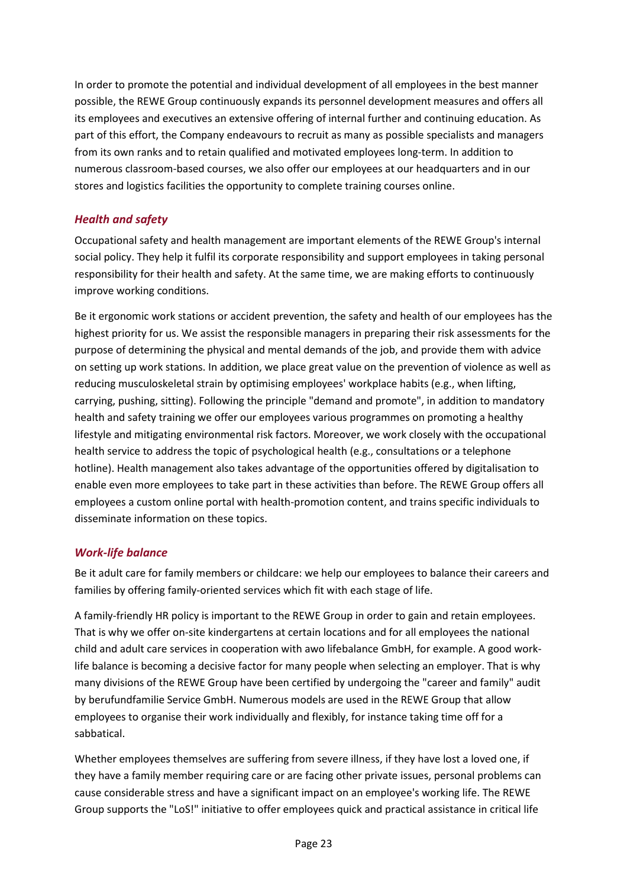In order to promote the potential and individual development of all employees in the best manner possible, the REWE Group continuously expands its personnel development measures and offers all its employees and executives an extensive offering of internal further and continuing education. As part of this effort, the Company endeavours to recruit as many as possible specialists and managers from its own ranks and to retain qualified and motivated employees long-term. In addition to numerous classroom-based courses, we also offer our employees at our headquarters and in our stores and logistics facilities the opportunity to complete training courses online.

### *Health and safety*

Occupational safety and health management are important elements of the REWE Group's internal social policy. They help it fulfil its corporate responsibility and support employees in taking personal responsibility for their health and safety. At the same time, we are making efforts to continuously improve working conditions.

Be it ergonomic work stations or accident prevention, the safety and health of our employees has the highest priority for us. We assist the responsible managers in preparing their risk assessments for the purpose of determining the physical and mental demands of the job, and provide them with advice on setting up work stations. In addition, we place great value on the prevention of violence as well as reducing musculoskeletal strain by optimising employees' workplace habits (e.g., when lifting, carrying, pushing, sitting). Following the principle "demand and promote", in addition to mandatory health and safety training we offer our employees various programmes on promoting a healthy lifestyle and mitigating environmental risk factors. Moreover, we work closely with the occupational health service to address the topic of psychological health (e.g., consultations or a telephone hotline). Health management also takes advantage of the opportunities offered by digitalisation to enable even more employees to take part in these activities than before. The REWE Group offers all employees a custom online portal with health-promotion content, and trains specific individuals to disseminate information on these topics.

### *Work-life balance*

Be it adult care for family members or childcare: we help our employees to balance their careers and families by offering family-oriented services which fit with each stage of life.

A family-friendly HR policy is important to the REWE Group in order to gain and retain employees. That is why we offer on-site kindergartens at certain locations and for all employees the national child and adult care services in cooperation with awo lifebalance GmbH, for example. A good work-life balance is becoming a decisive factor for many people when selecting an employer. That is why many divisions of the REWE Group have been certified by undergoing the "career and family" audit by berufundfamilie Service GmbH. Numerous models are used in the REWE Group that allow employees to organise their work individually and flexibly, for instance taking time off for a sabbatical.

Whether employees themselves are suffering from severe illness, if they have lost a loved one, if they have a family member requiring care or are facing other private issues, personal problems can cause considerable stress and have a significant impact on an employee's working life. The REWE Group supports the "LoS!" initiative to offer employees quick and practical assistance in critical life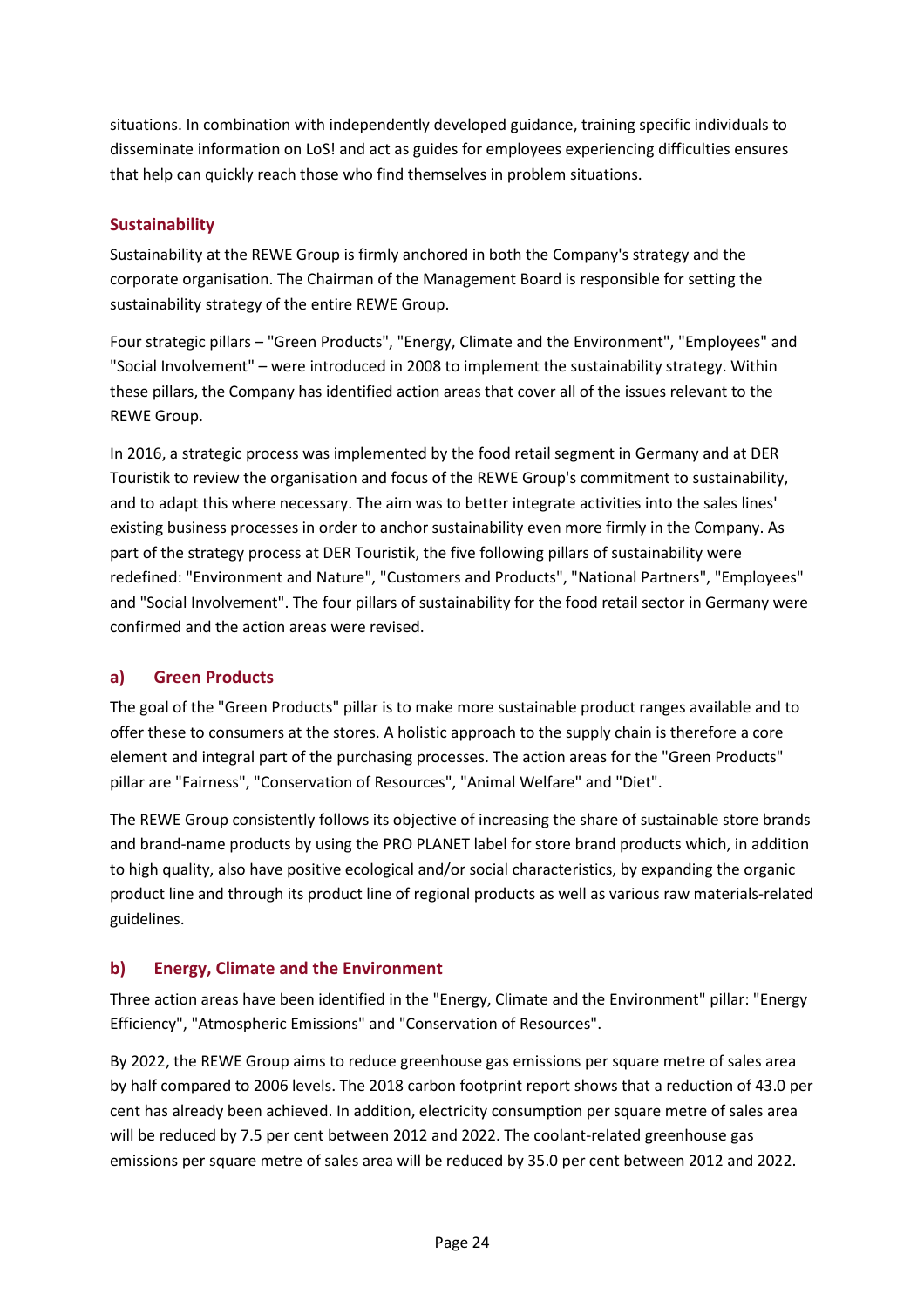situations. In combination with independently developed guidance, training specific individuals to disseminate information on LoS! and act as guides for employees experiencing difficulties ensures that help can quickly reach those who find themselves in problem situations.

## Sustainability

Sustainability at the REWE Group is firmly anchored in both the Company's strategy and the corporate organisation. The Chairman of the Management Board is responsible for setting the sustainability strategy of the entire REWE Group.

Four strategic pillars – "Green Products", "Energy, Climate and the Environment", "Employees" and "Social Involvement" – were introduced in 2008 to implement the sustainability strategy. Within these pillars, the Company has identified action areas that cover all of the issues relevant to the REWE Group.

In 2016, a strategic process was implemented by the food retail segment in Germany and at DER Touristik to review the organisation and focus of the REWE Group's commitment to sustainability, and to adapt this where necessary. The aim was to better integrate activities into the sales lines' existing business processes in order to anchor sustainability even more firmly in the Company. As part of the strategy process at DER Touristik, the five following pillars of sustainability were redefined: "Environment and Nature", "Customers and Products", "National Partners", "Employees" and "Social Involvement". The four pillars of sustainability for the food retail sector in Germany were confirmed and the action areas were revised.

### a) Green Products

The goal of the "Green Products" pillar is to make more sustainable product ranges available and to offer these to consumers at the stores. A holistic approach to the supply chain is therefore a core element and integral part of the purchasing processes. The action areas for the "Green Products" pillar are "Fairness", "Conservation of Resources", "Animal Welfare" and "Diet".

The REWE Group consistently follows its objective of increasing the share of sustainable store brands and brand-name products by using the PRO PLANET label for store brand products which, in addition to high quality, also have positive ecological and/or social characteristics, by expanding the organic product line and through its product line of regional products as well as various raw materials-related guidelines.

### b) Energy, Climate and the Environment

Three action areas have been identified in the "Energy, Climate and the Environment" pillar: "Energy Efficiency", "Atmospheric Emissions" and "Conservation of Resources".

By 2022, the REWE Group aims to reduce greenhouse gas emissions per square metre of sales area by half compared to 2006 levels. The 2018 carbon footprint report shows that a reduction of 43.0 per cent has already been achieved. In addition, electricity consumption per square metre of sales area will be reduced by 7.5 per cent between 2012 and 2022. The coolant-related greenhouse gas emissions per square metre of sales area will be reduced by 35.0 per cent between 2012 and 2022.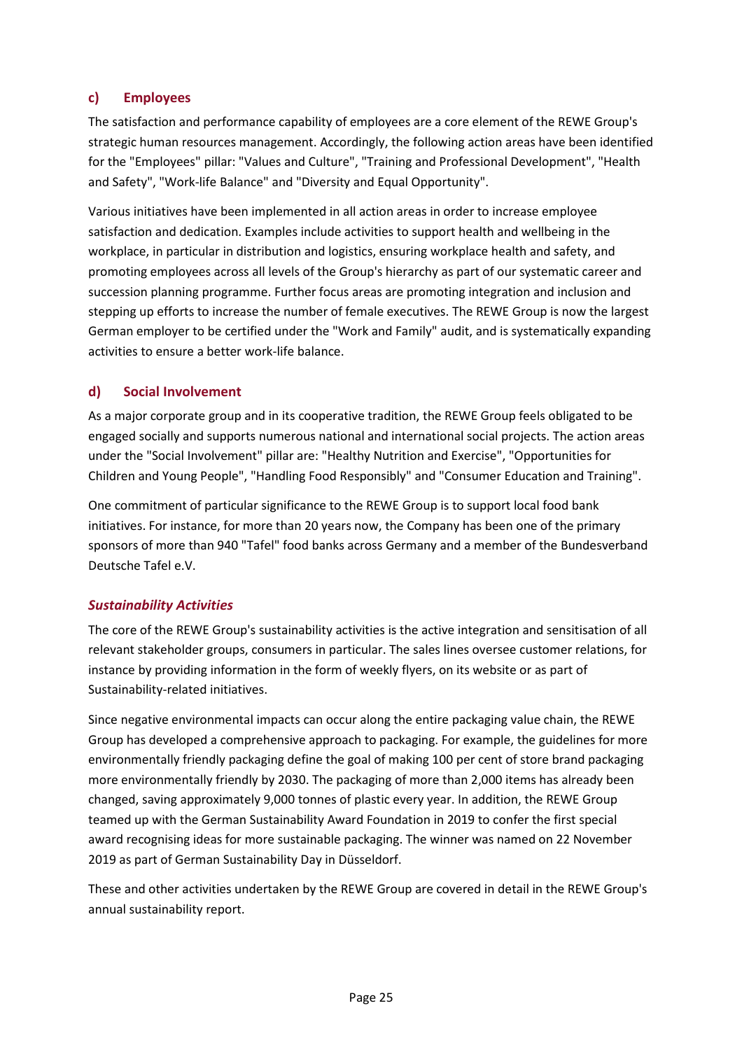### c) Employees

The satisfaction and performance capability of employees are a core element of the REWE Group's strategic human resources management. Accordingly, the following action areas have been identified for the "Employees" pillar: "Values and Culture", "Training and Professional Development", "Health and Safety", "Work-life Balance" and "Diversity and Equal Opportunity".

Various initiatives have been implemented in all action areas in order to increase employee satisfaction and dedication. Examples include activities to support health and wellbeing in the workplace, in particular in distribution and logistics, ensuring workplace health and safety, and promoting employees across all levels of the Group's hierarchy as part of our systematic career and succession planning programme. Further focus areas are promoting integration and inclusion and stepping up efforts to increase the number of female executives. The REWE Group is now the largest German employer to be certified under the "Work and Family" audit, and is systematically expanding activities to ensure a better work-life balance.

### d) Social Involvement

As a major corporate group and in its cooperative tradition, the REWE Group feels obligated to be engaged socially and supports numerous national and international social projects. The action areas under the "Social Involvement" pillar are: "Healthy Nutrition and Exercise", "Opportunities for Children and Young People", "Handling Food Responsibly" and "Consumer Education and Training".

One commitment of particular significance to the REWE Group is to support local food bank initiatives. For instance, for more than 20 years now, the Company has been one of the primary sponsors of more than 940 "Tafel" food banks across Germany and a member of the Bundesverband Deutsche Tafel e.V.

### *Sustainability Activities*

The core of the REWE Group's sustainability activities is the active integration and sensitisation of all relevant stakeholder groups, consumers in particular. The sales lines oversee customer relations, for instance by providing information in the form of weekly flyers, on its website or as part of Sustainability-related initiatives.

Since negative environmental impacts can occur along the entire packaging value chain, the REWE Group has developed a comprehensive approach to packaging. For example, the guidelines for more environmentally friendly packaging define the goal of making 100 per cent of store brand packaging more environmentally friendly by 2030. The packaging of more than 2,000 items has already been changed, saving approximately 9,000 tonnes of plastic every year. In addition, the REWE Group teamed up with the German Sustainability Award Foundation in 2019 to confer the first special award recognising ideas for more sustainable packaging. The winner was named on 22 November 2019 as part of German Sustainability Day in Düsseldorf.

These and other activities undertaken by the REWE Group are covered in detail in the REWE Group's annual sustainability report.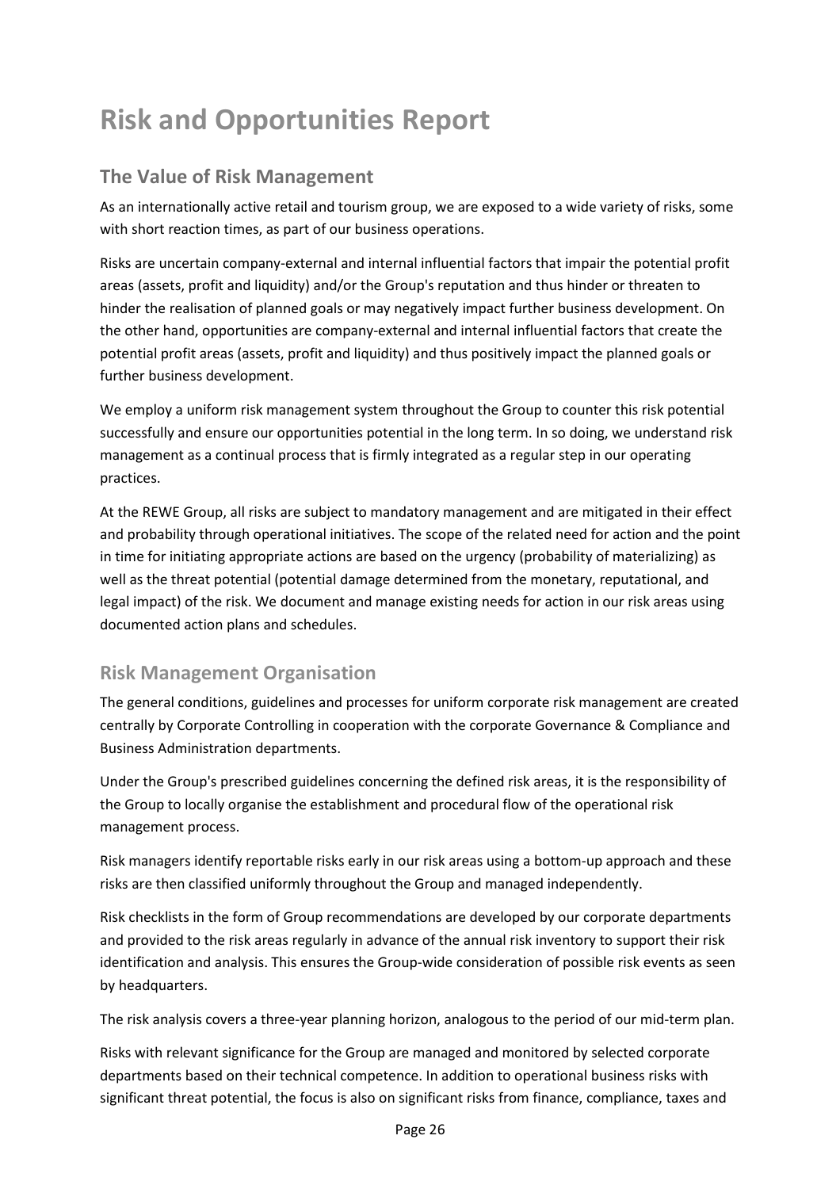# Risk and Opportunities Report

## The Value of Risk Management

As an internationally active retail and tourism group, we are exposed to a wide variety of risks, some with short reaction times, as part of our business operations.

Risks are uncertain company-external and internal influential factors that impair the potential profit areas (assets, profit and liquidity) and/or the Group's reputation and thus hinder or threaten to hinder the realisation of planned goals or may negatively impact further business development. On the other hand, opportunities are company-external and internal influential factors that create the potential profit areas (assets, profit and liquidity) and thus positively impact the planned goals or further business development.

We employ a uniform risk management system throughout the Group to counter this risk potential successfully and ensure our opportunities potential in the long term. In so doing, we understand risk management as a continual process that is firmly integrated as a regular step in our operating practices.

At the REWE Group, all risks are subject to mandatory management and are mitigated in their effect and probability through operational initiatives. The scope of the related need for action and the point in time for initiating appropriate actions are based on the urgency (probability of materializing) as well as the threat potential (potential damage determined from the monetary, reputational, and legal impact) of the risk. We document and manage existing needs for action in our risk areas using documented action plans and schedules.

## Risk Management Organisation

The general conditions, guidelines and processes for uniform corporate risk management are created centrally by Corporate Controlling in cooperation with the corporate Governance & Compliance and Business Administration departments.

Under the Group's prescribed guidelines concerning the defined risk areas, it is the responsibility of the Group to locally organise the establishment and procedural flow of the operational risk management process.

Risk managers identify reportable risks early in our risk areas using a bottom-up approach and these risks are then classified uniformly throughout the Group and managed independently.

Risk checklists in the form of Group recommendations are developed by our corporate departments and provided to the risk areas regularly in advance of the annual risk inventory to support their risk identification and analysis. This ensures the Group-wide consideration of possible risk events as seen by headquarters.

The risk analysis covers a three-year planning horizon, analogous to the period of our mid-term plan.

Risks with relevant significance for the Group are managed and monitored by selected corporate departments based on their technical competence. In addition to operational business risks with significant threat potential, the focus is also on significant risks from finance, compliance, taxes and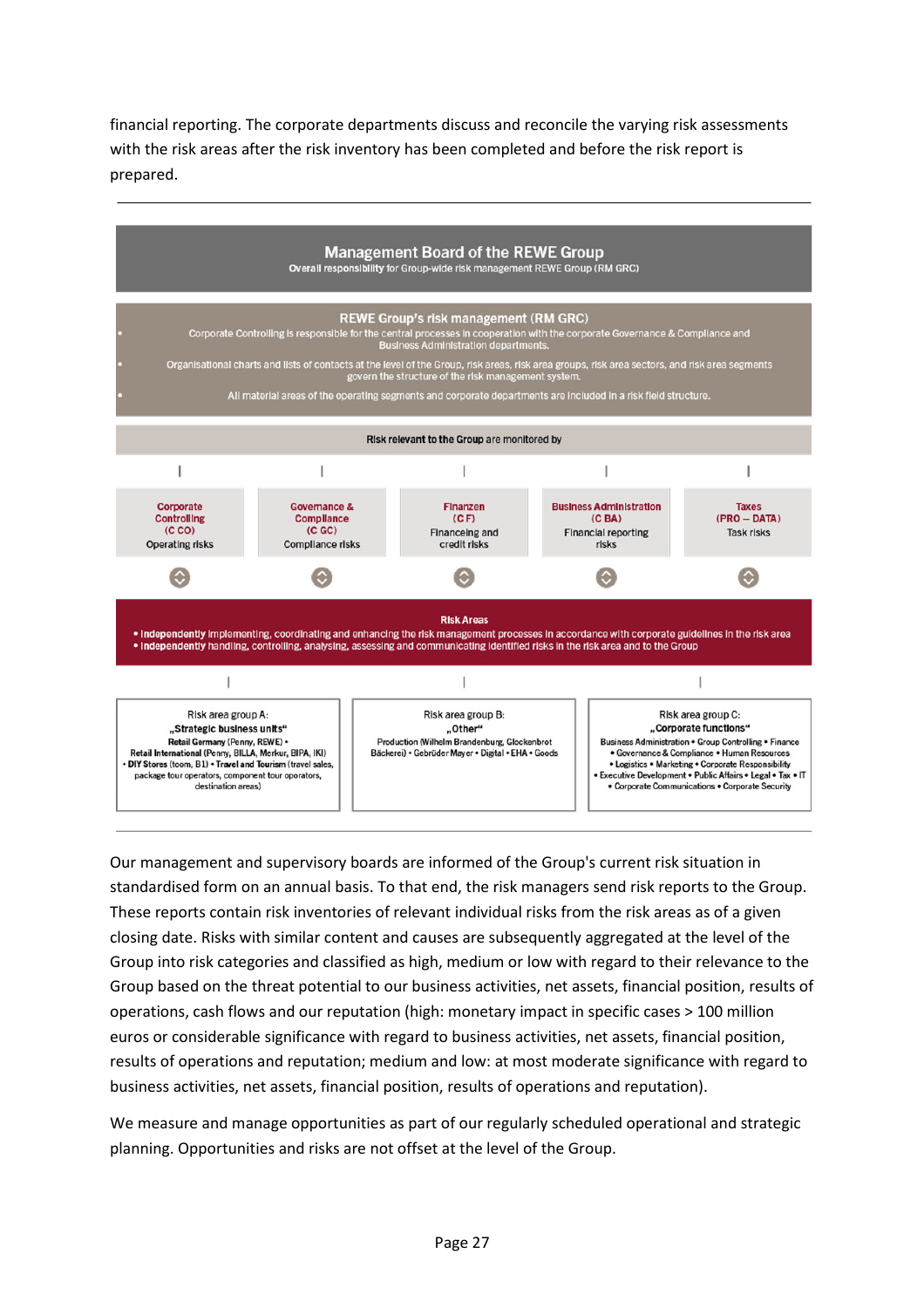financial reporting. The corporate departments discuss and reconcile the varying risk assessments with the risk areas after the risk inventory has been completed and before the risk report is prepared.

---

**Management Board of the REWE Group**
Overall responsibility for Group-wide risk management REWE Group (RM GRC)

**REWE Group's risk management (RM GRC)**

- Corporate Controlling is responsible for the central processes in cooperation with the corporate Governance & Compliance and Business Administration departments.
- Organisational charts and lists of contacts at the level of the Group, risk areas, risk area groups, risk area sectors, and risk area segments govern the structure of the risk management system.
- All material areas of the operating segments and corporate departments are included in a risk field structure.

**Risk relevant to the Group** are monitored by

| Corporate Controlling (C CO) | Governance & Compliance (C GC) | Finanzen (C F) | Business Administration (C BA) | Taxes (PRO – DATA) |
|---|---|---|---|---|
| Operating risks | Compliance risks | Financeing and credit risks | Financial reporting risks | Task risks |

**Risk Areas**

- Independently implementing, coordinating and enhancing the risk management processes in accordance with corporate guidelines in the risk area
- Independently handling, controlling, analysing, assessing and communicating identified risks in the risk area and to the Group

| Risk area group A: „Strategic business units" | Risk area group B: „Other" | Risk area group C: „Corporate functions" |
|---|---|---|
| **Retail Germany** (Penny, REWE) • **Retail International** (Penny, BILLA, Merkur, BIPA, IKI) • **DIY Stores** (toom, B1) • **Travel and Tourism** (travel sales, package tour operators, component tour operators, destination areas) | Production (Wilhelm Brandenburg, Glockenbrot Bäckerei) • Gebrüder Mayer • Digital • EHA • Goods | Business Administration • Group Controlling • Finance • Governance & Compliance • Human Resources • Logistics • Marketing • Corporate Responsibility • Executive Development • Public Affairs • Legal • Tax • IT • Corporate Communications • Corporate Security |

---

Our management and supervisory boards are informed of the Group's current risk situation in standardised form on an annual basis. To that end, the risk managers send risk reports to the Group. These reports contain risk inventories of relevant individual risks from the risk areas as of a given closing date. Risks with similar content and causes are subsequently aggregated at the level of the Group into risk categories and classified as high, medium or low with regard to their relevance to the Group based on the threat potential to our business activities, net assets, financial position, results of operations, cash flows and our reputation (high: monetary impact in specific cases > 100 million euros or considerable significance with regard to business activities, net assets, financial position, results of operations and reputation; medium and low: at most moderate significance with regard to business activities, net assets, financial position, results of operations and reputation).

We measure and manage opportunities as part of our regularly scheduled operational and strategic planning. Opportunities and risks are not offset at the level of the Group.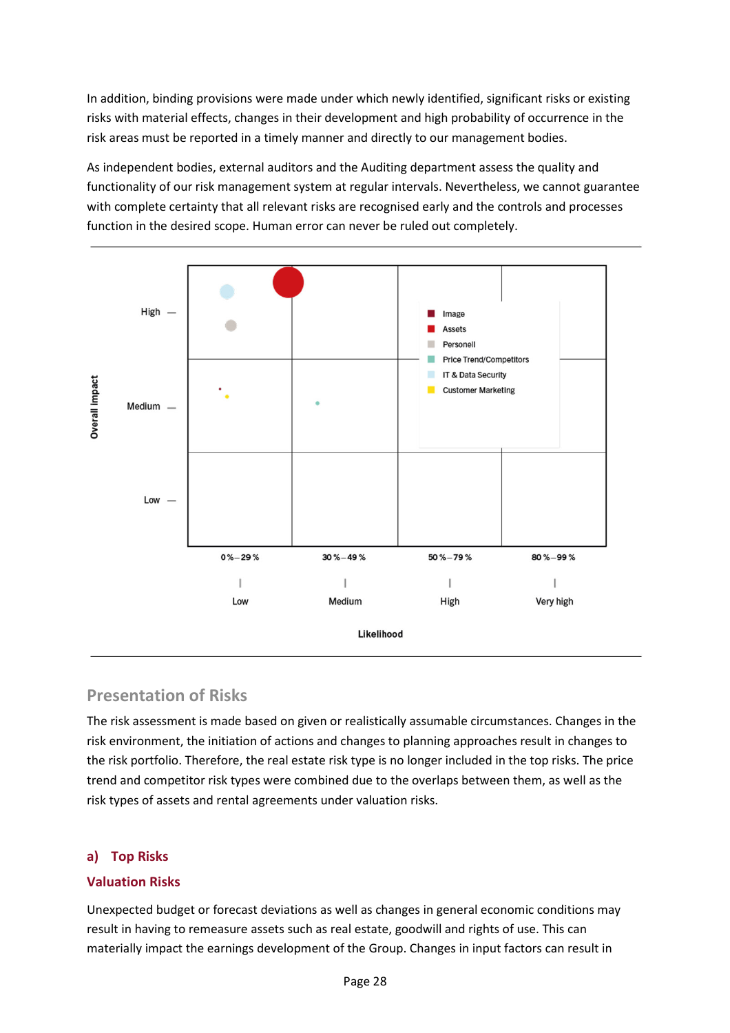In addition, binding provisions were made under which newly identified, significant risks or existing risks with material effects, changes in their development and high probability of occurrence in the risk areas must be reported in a timely manner and directly to our management bodies.

As independent bodies, external auditors and the Auditing department assess the quality and functionality of our risk management system at regular intervals. Nevertheless, we cannot guarantee with complete certainty that all relevant risks are recognised early and the controls and processes function in the desired scope. Human error can never be ruled out completely.

Overall impact: High, Medium, Low

Likelihood: 0 %–29 % Low; 30 %–49 % Medium; 50 %–79 % High; 80 %–99 % Very high

Legend: Image; Assets; Personell; Price Trend/Competitors; IT & Data Security; Customer Marketing

## Presentation of Risks

The risk assessment is made based on given or realistically assumable circumstances. Changes in the risk environment, the initiation of actions and changes to planning approaches result in changes to the risk portfolio. Therefore, the real estate risk type is no longer included in the top risks. The price trend and competitor risk types were combined due to the overlaps between them, as well as the risk types of assets and rental agreements under valuation risks.

### a) Top Risks

#### Valuation Risks

Unexpected budget or forecast deviations as well as changes in general economic conditions may result in having to remeasure assets such as real estate, goodwill and rights of use. This can materially impact the earnings development of the Group. Changes in input factors can result in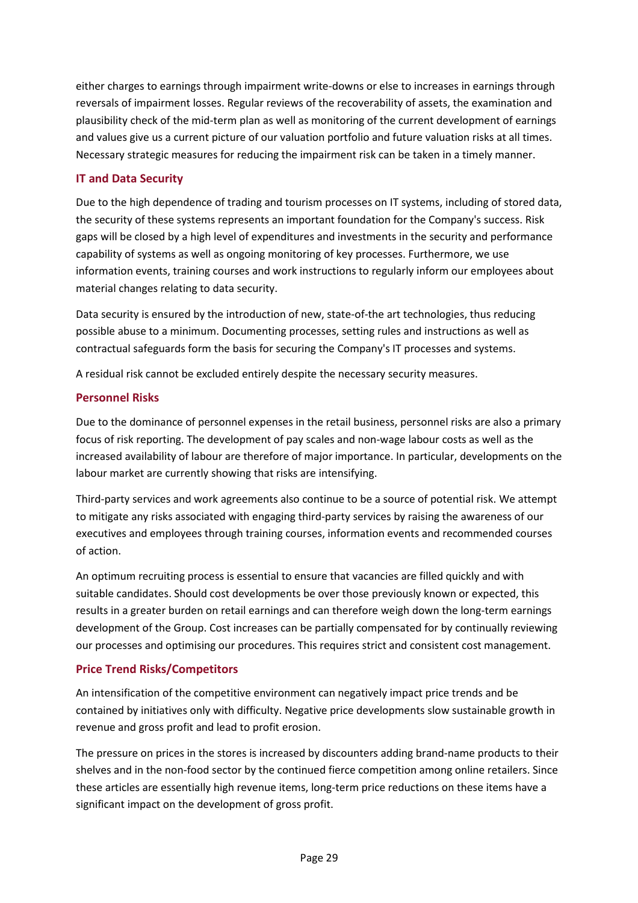either charges to earnings through impairment write-downs or else to increases in earnings through reversals of impairment losses. Regular reviews of the recoverability of assets, the examination and plausibility check of the mid-term plan as well as monitoring of the current development of earnings and values give us a current picture of our valuation portfolio and future valuation risks at all times. Necessary strategic measures for reducing the impairment risk can be taken in a timely manner.

### IT and Data Security

Due to the high dependence of trading and tourism processes on IT systems, including of stored data, the security of these systems represents an important foundation for the Company's success. Risk gaps will be closed by a high level of expenditures and investments in the security and performance capability of systems as well as ongoing monitoring of key processes. Furthermore, we use information events, training courses and work instructions to regularly inform our employees about material changes relating to data security.

Data security is ensured by the introduction of new, state-of-the art technologies, thus reducing possible abuse to a minimum. Documenting processes, setting rules and instructions as well as contractual safeguards form the basis for securing the Company's IT processes and systems.

A residual risk cannot be excluded entirely despite the necessary security measures.

### Personnel Risks

Due to the dominance of personnel expenses in the retail business, personnel risks are also a primary focus of risk reporting. The development of pay scales and non-wage labour costs as well as the increased availability of labour are therefore of major importance. In particular, developments on the labour market are currently showing that risks are intensifying.

Third-party services and work agreements also continue to be a source of potential risk. We attempt to mitigate any risks associated with engaging third-party services by raising the awareness of our executives and employees through training courses, information events and recommended courses of action.

An optimum recruiting process is essential to ensure that vacancies are filled quickly and with suitable candidates. Should cost developments be over those previously known or expected, this results in a greater burden on retail earnings and can therefore weigh down the long-term earnings development of the Group. Cost increases can be partially compensated for by continually reviewing our processes and optimising our procedures. This requires strict and consistent cost management.

### Price Trend Risks/Competitors

An intensification of the competitive environment can negatively impact price trends and be contained by initiatives only with difficulty. Negative price developments slow sustainable growth in revenue and gross profit and lead to profit erosion.

The pressure on prices in the stores is increased by discounters adding brand-name products to their shelves and in the non-food sector by the continued fierce competition among online retailers. Since these articles are essentially high revenue items, long-term price reductions on these items have a significant impact on the development of gross profit.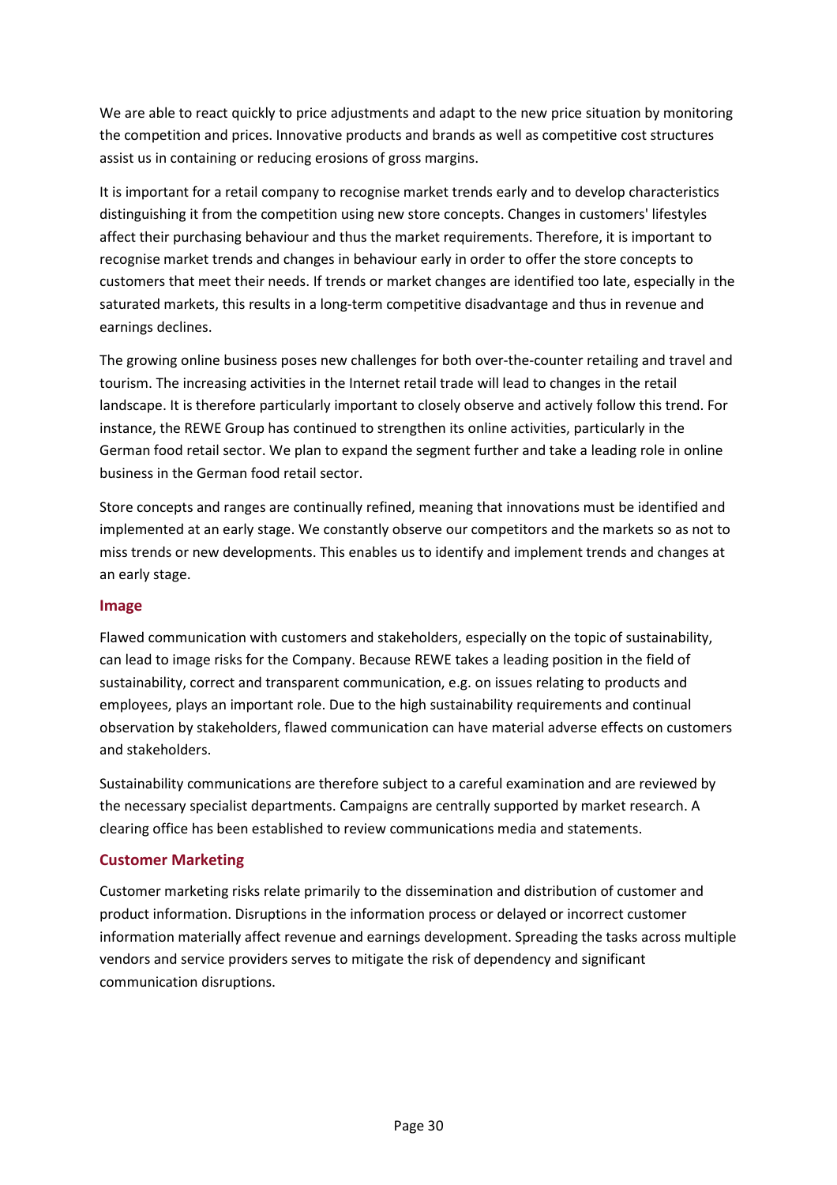We are able to react quickly to price adjustments and adapt to the new price situation by monitoring the competition and prices. Innovative products and brands as well as competitive cost structures assist us in containing or reducing erosions of gross margins.

It is important for a retail company to recognise market trends early and to develop characteristics distinguishing it from the competition using new store concepts. Changes in customers' lifestyles affect their purchasing behaviour and thus the market requirements. Therefore, it is important to recognise market trends and changes in behaviour early in order to offer the store concepts to customers that meet their needs. If trends or market changes are identified too late, especially in the saturated markets, this results in a long-term competitive disadvantage and thus in revenue and earnings declines.

The growing online business poses new challenges for both over-the-counter retailing and travel and tourism. The increasing activities in the Internet retail trade will lead to changes in the retail landscape. It is therefore particularly important to closely observe and actively follow this trend. For instance, the REWE Group has continued to strengthen its online activities, particularly in the German food retail sector. We plan to expand the segment further and take a leading role in online business in the German food retail sector.

Store concepts and ranges are continually refined, meaning that innovations must be identified and implemented at an early stage. We constantly observe our competitors and the markets so as not to miss trends or new developments. This enables us to identify and implement trends and changes at an early stage.

### Image

Flawed communication with customers and stakeholders, especially on the topic of sustainability, can lead to image risks for the Company. Because REWE takes a leading position in the field of sustainability, correct and transparent communication, e.g. on issues relating to products and employees, plays an important role. Due to the high sustainability requirements and continual observation by stakeholders, flawed communication can have material adverse effects on customers and stakeholders.

Sustainability communications are therefore subject to a careful examination and are reviewed by the necessary specialist departments. Campaigns are centrally supported by market research. A clearing office has been established to review communications media and statements.

### Customer Marketing

Customer marketing risks relate primarily to the dissemination and distribution of customer and product information. Disruptions in the information process or delayed or incorrect customer information materially affect revenue and earnings development. Spreading the tasks across multiple vendors and service providers serves to mitigate the risk of dependency and significant communication disruptions.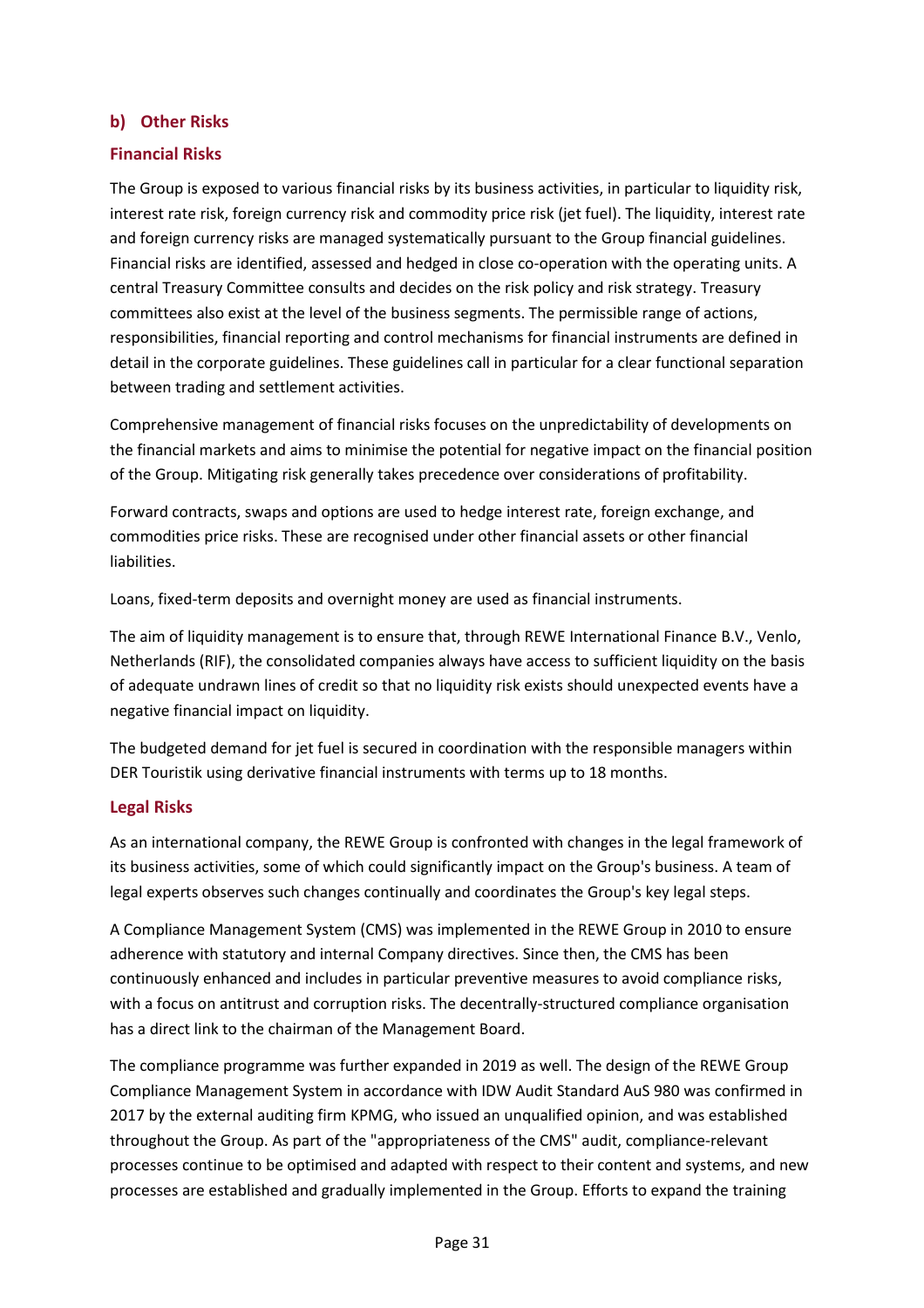## b) Other Risks

### Financial Risks

The Group is exposed to various financial risks by its business activities, in particular to liquidity risk, interest rate risk, foreign currency risk and commodity price risk (jet fuel). The liquidity, interest rate and foreign currency risks are managed systematically pursuant to the Group financial guidelines. Financial risks are identified, assessed and hedged in close co-operation with the operating units. A central Treasury Committee consults and decides on the risk policy and risk strategy. Treasury committees also exist at the level of the business segments. The permissible range of actions, responsibilities, financial reporting and control mechanisms for financial instruments are defined in detail in the corporate guidelines. These guidelines call in particular for a clear functional separation between trading and settlement activities.

Comprehensive management of financial risks focuses on the unpredictability of developments on the financial markets and aims to minimise the potential for negative impact on the financial position of the Group. Mitigating risk generally takes precedence over considerations of profitability.

Forward contracts, swaps and options are used to hedge interest rate, foreign exchange, and commodities price risks. These are recognised under other financial assets or other financial liabilities.

Loans, fixed-term deposits and overnight money are used as financial instruments.

The aim of liquidity management is to ensure that, through REWE International Finance B.V., Venlo, Netherlands (RIF), the consolidated companies always have access to sufficient liquidity on the basis of adequate undrawn lines of credit so that no liquidity risk exists should unexpected events have a negative financial impact on liquidity.

The budgeted demand for jet fuel is secured in coordination with the responsible managers within DER Touristik using derivative financial instruments with terms up to 18 months.

### Legal Risks

As an international company, the REWE Group is confronted with changes in the legal framework of its business activities, some of which could significantly impact on the Group's business. A team of legal experts observes such changes continually and coordinates the Group's key legal steps.

A Compliance Management System (CMS) was implemented in the REWE Group in 2010 to ensure adherence with statutory and internal Company directives. Since then, the CMS has been continuously enhanced and includes in particular preventive measures to avoid compliance risks, with a focus on antitrust and corruption risks. The decentrally-structured compliance organisation has a direct link to the chairman of the Management Board.

The compliance programme was further expanded in 2019 as well. The design of the REWE Group Compliance Management System in accordance with IDW Audit Standard AuS 980 was confirmed in 2017 by the external auditing firm KPMG, who issued an unqualified opinion, and was established throughout the Group. As part of the "appropriateness of the CMS" audit, compliance-relevant processes continue to be optimised and adapted with respect to their content and systems, and new processes are established and gradually implemented in the Group. Efforts to expand the training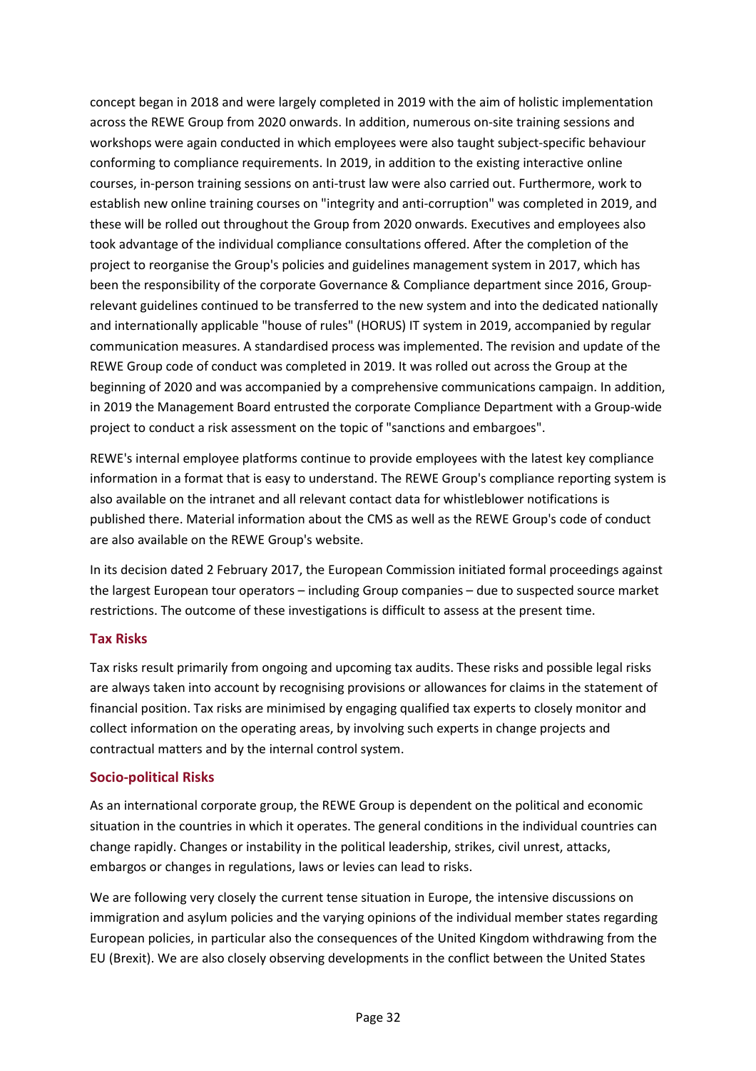concept began in 2018 and were largely completed in 2019 with the aim of holistic implementation across the REWE Group from 2020 onwards. In addition, numerous on-site training sessions and workshops were again conducted in which employees were also taught subject-specific behaviour conforming to compliance requirements. In 2019, in addition to the existing interactive online courses, in-person training sessions on anti-trust law were also carried out. Furthermore, work to establish new online training courses on "integrity and anti-corruption" was completed in 2019, and these will be rolled out throughout the Group from 2020 onwards. Executives and employees also took advantage of the individual compliance consultations offered. After the completion of the project to reorganise the Group's policies and guidelines management system in 2017, which has been the responsibility of the corporate Governance & Compliance department since 2016, Group-relevant guidelines continued to be transferred to the new system and into the dedicated nationally and internationally applicable "house of rules" (HORUS) IT system in 2019, accompanied by regular communication measures. A standardised process was implemented. The revision and update of the REWE Group code of conduct was completed in 2019. It was rolled out across the Group at the beginning of 2020 and was accompanied by a comprehensive communications campaign. In addition, in 2019 the Management Board entrusted the corporate Compliance Department with a Group-wide project to conduct a risk assessment on the topic of "sanctions and embargoes".

REWE's internal employee platforms continue to provide employees with the latest key compliance information in a format that is easy to understand. The REWE Group's compliance reporting system is also available on the intranet and all relevant contact data for whistleblower notifications is published there. Material information about the CMS as well as the REWE Group's code of conduct are also available on the REWE Group's website.

In its decision dated 2 February 2017, the European Commission initiated formal proceedings against the largest European tour operators – including Group companies – due to suspected source market restrictions. The outcome of these investigations is difficult to assess at the present time.

### Tax Risks

Tax risks result primarily from ongoing and upcoming tax audits. These risks and possible legal risks are always taken into account by recognising provisions or allowances for claims in the statement of financial position. Tax risks are minimised by engaging qualified tax experts to closely monitor and collect information on the operating areas, by involving such experts in change projects and contractual matters and by the internal control system.

### Socio-political Risks

As an international corporate group, the REWE Group is dependent on the political and economic situation in the countries in which it operates. The general conditions in the individual countries can change rapidly. Changes or instability in the political leadership, strikes, civil unrest, attacks, embargos or changes in regulations, laws or levies can lead to risks.

We are following very closely the current tense situation in Europe, the intensive discussions on immigration and asylum policies and the varying opinions of the individual member states regarding European policies, in particular also the consequences of the United Kingdom withdrawing from the EU (Brexit). We are also closely observing developments in the conflict between the United States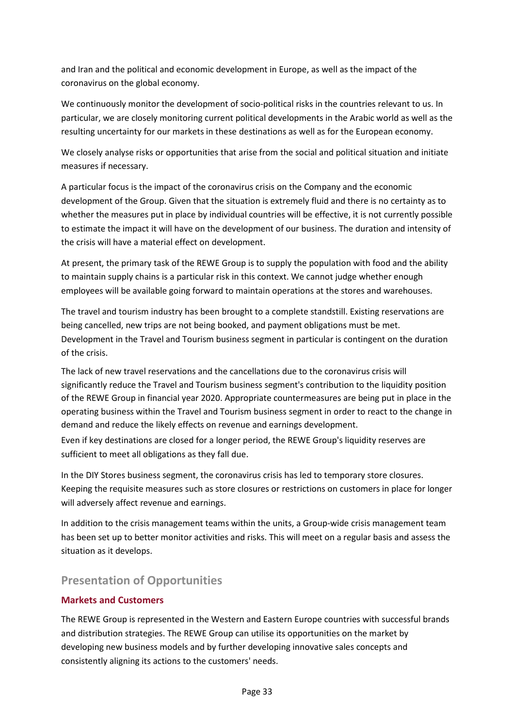and Iran and the political and economic development in Europe, as well as the impact of the coronavirus on the global economy.

We continuously monitor the development of socio-political risks in the countries relevant to us. In particular, we are closely monitoring current political developments in the Arabic world as well as the resulting uncertainty for our markets in these destinations as well as for the European economy.

We closely analyse risks or opportunities that arise from the social and political situation and initiate measures if necessary.

A particular focus is the impact of the coronavirus crisis on the Company and the economic development of the Group. Given that the situation is extremely fluid and there is no certainty as to whether the measures put in place by individual countries will be effective, it is not currently possible to estimate the impact it will have on the development of our business. The duration and intensity of the crisis will have a material effect on development.

At present, the primary task of the REWE Group is to supply the population with food and the ability to maintain supply chains is a particular risk in this context. We cannot judge whether enough employees will be available going forward to maintain operations at the stores and warehouses.

The travel and tourism industry has been brought to a complete standstill. Existing reservations are being cancelled, new trips are not being booked, and payment obligations must be met. Development in the Travel and Tourism business segment in particular is contingent on the duration of the crisis.

The lack of new travel reservations and the cancellations due to the coronavirus crisis will significantly reduce the Travel and Tourism business segment's contribution to the liquidity position of the REWE Group in financial year 2020. Appropriate countermeasures are being put in place in the operating business within the Travel and Tourism business segment in order to react to the change in demand and reduce the likely effects on revenue and earnings development.

Even if key destinations are closed for a longer period, the REWE Group's liquidity reserves are sufficient to meet all obligations as they fall due.

In the DIY Stores business segment, the coronavirus crisis has led to temporary store closures. Keeping the requisite measures such as store closures or restrictions on customers in place for longer will adversely affect revenue and earnings.

In addition to the crisis management teams within the units, a Group-wide crisis management team has been set up to better monitor activities and risks. This will meet on a regular basis and assess the situation as it develops.

## Presentation of Opportunities

### Markets and Customers

The REWE Group is represented in the Western and Eastern Europe countries with successful brands and distribution strategies. The REWE Group can utilise its opportunities on the market by developing new business models and by further developing innovative sales concepts and consistently aligning its actions to the customers' needs.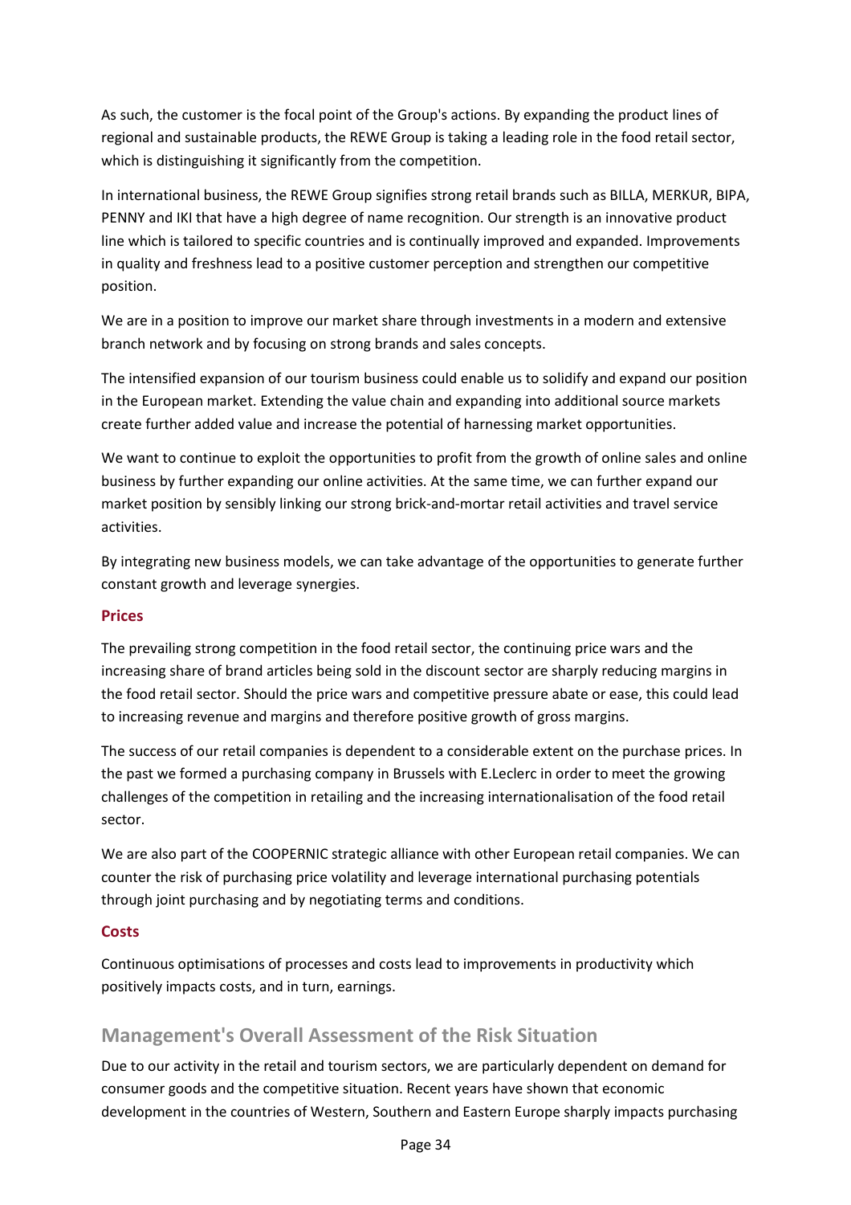As such, the customer is the focal point of the Group's actions. By expanding the product lines of regional and sustainable products, the REWE Group is taking a leading role in the food retail sector, which is distinguishing it significantly from the competition.

In international business, the REWE Group signifies strong retail brands such as BILLA, MERKUR, BIPA, PENNY and IKI that have a high degree of name recognition. Our strength is an innovative product line which is tailored to specific countries and is continually improved and expanded. Improvements in quality and freshness lead to a positive customer perception and strengthen our competitive position.

We are in a position to improve our market share through investments in a modern and extensive branch network and by focusing on strong brands and sales concepts.

The intensified expansion of our tourism business could enable us to solidify and expand our position in the European market. Extending the value chain and expanding into additional source markets create further added value and increase the potential of harnessing market opportunities.

We want to continue to exploit the opportunities to profit from the growth of online sales and online business by further expanding our online activities. At the same time, we can further expand our market position by sensibly linking our strong brick-and-mortar retail activities and travel service activities.

By integrating new business models, we can take advantage of the opportunities to generate further constant growth and leverage synergies.

### Prices

The prevailing strong competition in the food retail sector, the continuing price wars and the increasing share of brand articles being sold in the discount sector are sharply reducing margins in the food retail sector. Should the price wars and competitive pressure abate or ease, this could lead to increasing revenue and margins and therefore positive growth of gross margins.

The success of our retail companies is dependent to a considerable extent on the purchase prices. In the past we formed a purchasing company in Brussels with E.Leclerc in order to meet the growing challenges of the competition in retailing and the increasing internationalisation of the food retail sector.

We are also part of the COOPERNIC strategic alliance with other European retail companies. We can counter the risk of purchasing price volatility and leverage international purchasing potentials through joint purchasing and by negotiating terms and conditions.

### Costs

Continuous optimisations of processes and costs lead to improvements in productivity which positively impacts costs, and in turn, earnings.

## Management's Overall Assessment of the Risk Situation

Due to our activity in the retail and tourism sectors, we are particularly dependent on demand for consumer goods and the competitive situation. Recent years have shown that economic development in the countries of Western, Southern and Eastern Europe sharply impacts purchasing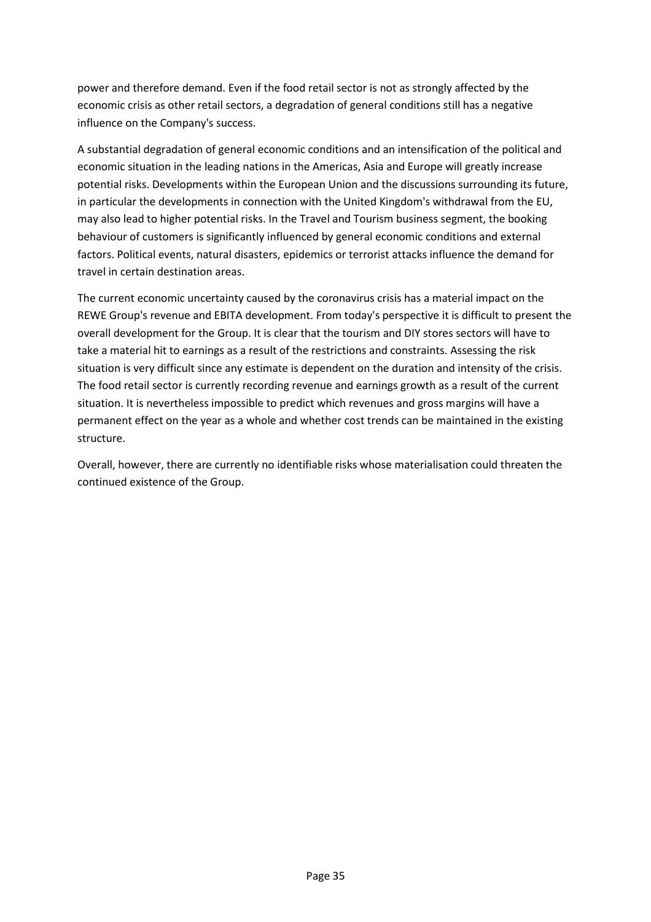power and therefore demand. Even if the food retail sector is not as strongly affected by the economic crisis as other retail sectors, a degradation of general conditions still has a negative influence on the Company's success.

A substantial degradation of general economic conditions and an intensification of the political and economic situation in the leading nations in the Americas, Asia and Europe will greatly increase potential risks. Developments within the European Union and the discussions surrounding its future, in particular the developments in connection with the United Kingdom's withdrawal from the EU, may also lead to higher potential risks. In the Travel and Tourism business segment, the booking behaviour of customers is significantly influenced by general economic conditions and external factors. Political events, natural disasters, epidemics or terrorist attacks influence the demand for travel in certain destination areas.

The current economic uncertainty caused by the coronavirus crisis has a material impact on the REWE Group's revenue and EBITA development. From today's perspective it is difficult to present the overall development for the Group. It is clear that the tourism and DIY stores sectors will have to take a material hit to earnings as a result of the restrictions and constraints. Assessing the risk situation is very difficult since any estimate is dependent on the duration and intensity of the crisis. The food retail sector is currently recording revenue and earnings growth as a result of the current situation. It is nevertheless impossible to predict which revenues and gross margins will have a permanent effect on the year as a whole and whether cost trends can be maintained in the existing structure.

Overall, however, there are currently no identifiable risks whose materialisation could threaten the continued existence of the Group.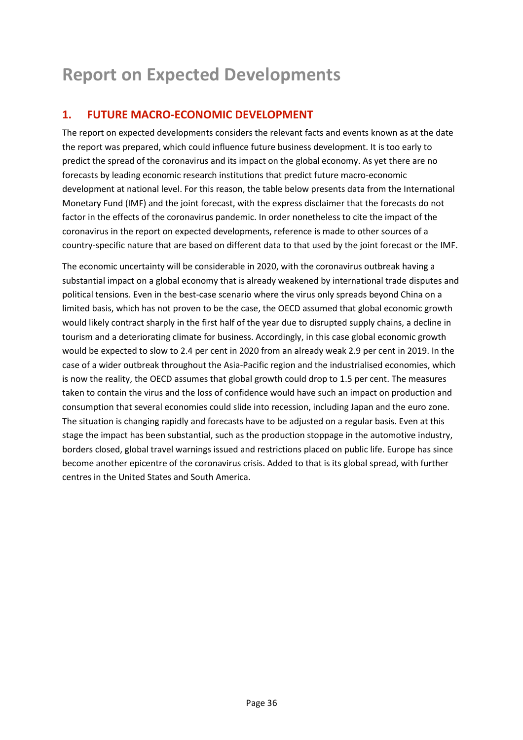# Report on Expected Developments

## 1. FUTURE MACRO-ECONOMIC DEVELOPMENT

The report on expected developments considers the relevant facts and events known as at the date the report was prepared, which could influence future business development. It is too early to predict the spread of the coronavirus and its impact on the global economy. As yet there are no forecasts by leading economic research institutions that predict future macro-economic development at national level. For this reason, the table below presents data from the International Monetary Fund (IMF) and the joint forecast, with the express disclaimer that the forecasts do not factor in the effects of the coronavirus pandemic. In order nonetheless to cite the impact of the coronavirus in the report on expected developments, reference is made to other sources of a country-specific nature that are based on different data to that used by the joint forecast or the IMF.

The economic uncertainty will be considerable in 2020, with the coronavirus outbreak having a substantial impact on a global economy that is already weakened by international trade disputes and political tensions. Even in the best-case scenario where the virus only spreads beyond China on a limited basis, which has not proven to be the case, the OECD assumed that global economic growth would likely contract sharply in the first half of the year due to disrupted supply chains, a decline in tourism and a deteriorating climate for business. Accordingly, in this case global economic growth would be expected to slow to 2.4 per cent in 2020 from an already weak 2.9 per cent in 2019. In the case of a wider outbreak throughout the Asia-Pacific region and the industrialised economies, which is now the reality, the OECD assumes that global growth could drop to 1.5 per cent. The measures taken to contain the virus and the loss of confidence would have such an impact on production and consumption that several economies could slide into recession, including Japan and the euro zone. The situation is changing rapidly and forecasts have to be adjusted on a regular basis. Even at this stage the impact has been substantial, such as the production stoppage in the automotive industry, borders closed, global travel warnings issued and restrictions placed on public life. Europe has since become another epicentre of the coronavirus crisis. Added to that is its global spread, with further centres in the United States and South America.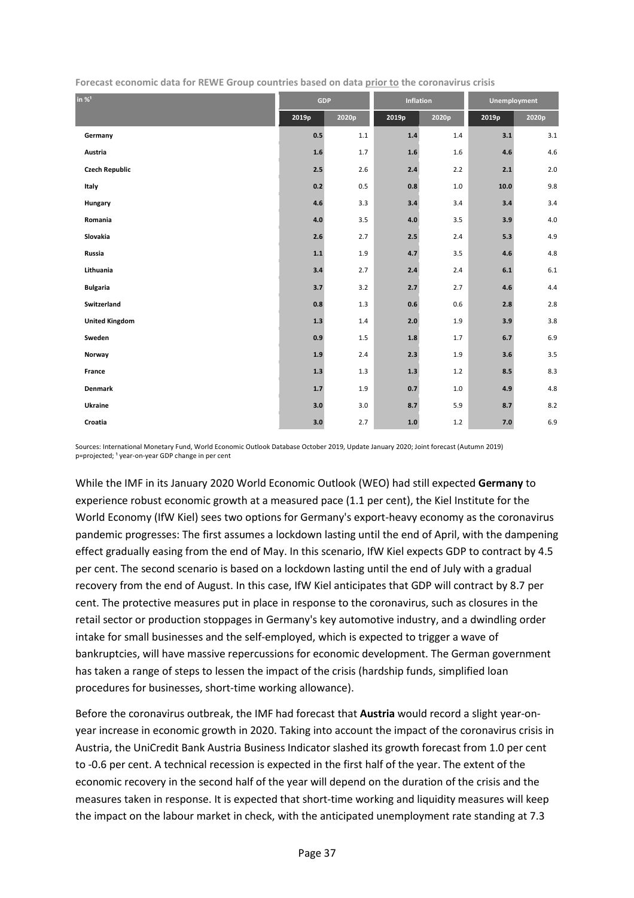**Forecast economic data for REWE Group countries based on data prior to the coronavirus crisis**

| in %[1] | GDP | | Inflation | | Unemployment | |
|---|---|---|---|---|---|---|
| | 2019p | 2020p | 2019p | 2020p | 2019p | 2020p |
| Germany | 0.5 | 1.1 | 1.4 | 1.4 | 3.1 | 3.1 |
| Austria | 1.6 | 1.7 | 1.6 | 1.6 | 4.6 | 4.6 |
| Czech Republic | 2.5 | 2.6 | 2.4 | 2.2 | 2.1 | 2.0 |
| Italy | 0.2 | 0.5 | 0.8 | 1.0 | 10.0 | 9.8 |
| Hungary | 4.6 | 3.3 | 3.4 | 3.4 | 3.4 | 3.4 |
| Romania | 4.0 | 3.5 | 4.0 | 3.5 | 3.9 | 4.0 |
| Slovakia | 2.6 | 2.7 | 2.5 | 2.4 | 5.3 | 4.9 |
| Russia | 1.1 | 1.9 | 4.7 | 3.5 | 4.6 | 4.8 |
| Lithuania | 3.4 | 2.7 | 2.4 | 2.4 | 6.1 | 6.1 |
| Bulgaria | 3.7 | 3.2 | 2.7 | 2.7 | 4.6 | 4.4 |
| Switzerland | 0.8 | 1.3 | 0.6 | 0.6 | 2.8 | 2.8 |
| United Kingdom | 1.3 | 1.4 | 2.0 | 1.9 | 3.9 | 3.8 |
| Sweden | 0.9 | 1.5 | 1.8 | 1.7 | 6.7 | 6.9 |
| Norway | 1.9 | 2.4 | 2.3 | 1.9 | 3.6 | 3.5 |
| France | 1.3 | 1.3 | 1.3 | 1.2 | 8.5 | 8.3 |
| Denmark | 1.7 | 1.9 | 0.7 | 1.0 | 4.9 | 4.8 |
| Ukraine | 3.0 | 3.0 | 8.7 | 5.9 | 8.7 | 8.2 |
| Croatia | 3.0 | 2.7 | 1.0 | 1.2 | 7.0 | 6.9 |

Sources: International Monetary Fund, World Economic Outlook Database October 2019, Update January 2020; Joint forecast (Autumn 2019)
p=projected; [1] year-on-year GDP change in per cent

While the IMF in its January 2020 World Economic Outlook (WEO) had still expected **Germany** to experience robust economic growth at a measured pace (1.1 per cent), the Kiel Institute for the World Economy (IfW Kiel) sees two options for Germany's export-heavy economy as the coronavirus pandemic progresses: The first assumes a lockdown lasting until the end of April, with the dampening effect gradually easing from the end of May. In this scenario, IfW Kiel expects GDP to contract by 4.5 per cent. The second scenario is based on a lockdown lasting until the end of July with a gradual recovery from the end of August. In this case, IfW Kiel anticipates that GDP will contract by 8.7 per cent. The protective measures put in place in response to the coronavirus, such as closures in the retail sector or production stoppages in Germany's key automotive industry, and a dwindling order intake for small businesses and the self-employed, which is expected to trigger a wave of bankruptcies, will have massive repercussions for economic development. The German government has taken a range of steps to lessen the impact of the crisis (hardship funds, simplified loan procedures for businesses, short-time working allowance).

Before the coronavirus outbreak, the IMF had forecast that **Austria** would record a slight year-on-year increase in economic growth in 2020. Taking into account the impact of the coronavirus crisis in Austria, the UniCredit Bank Austria Business Indicator slashed its growth forecast from 1.0 per cent to -0.6 per cent. A technical recession is expected in the first half of the year. The extent of the economic recovery in the second half of the year will depend on the duration of the crisis and the measures taken in response. It is expected that short-time working and liquidity measures will keep the impact on the labour market in check, with the anticipated unemployment rate standing at 7.3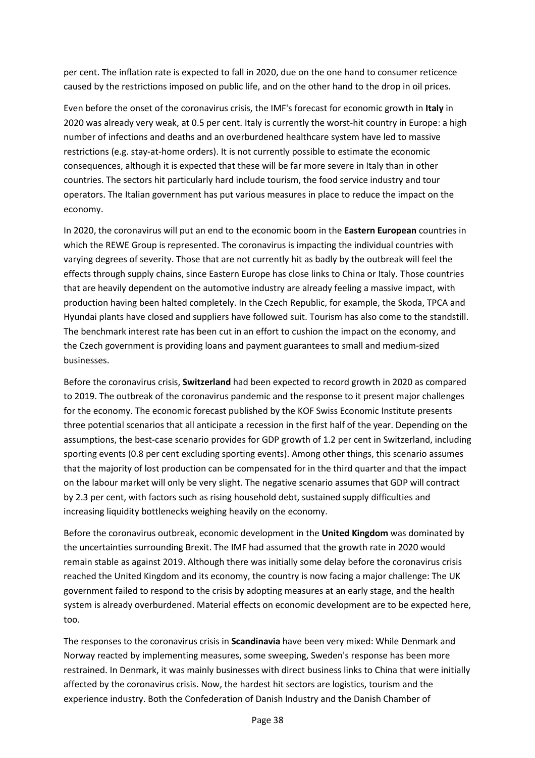per cent. The inflation rate is expected to fall in 2020, due on the one hand to consumer reticence caused by the restrictions imposed on public life, and on the other hand to the drop in oil prices.

Even before the onset of the coronavirus crisis, the IMF's forecast for economic growth in **Italy** in 2020 was already very weak, at 0.5 per cent. Italy is currently the worst-hit country in Europe: a high number of infections and deaths and an overburdened healthcare system have led to massive restrictions (e.g. stay-at-home orders). It is not currently possible to estimate the economic consequences, although it is expected that these will be far more severe in Italy than in other countries. The sectors hit particularly hard include tourism, the food service industry and tour operators. The Italian government has put various measures in place to reduce the impact on the economy.

In 2020, the coronavirus will put an end to the economic boom in the **Eastern European** countries in which the REWE Group is represented. The coronavirus is impacting the individual countries with varying degrees of severity. Those that are not currently hit as badly by the outbreak will feel the effects through supply chains, since Eastern Europe has close links to China or Italy. Those countries that are heavily dependent on the automotive industry are already feeling a massive impact, with production having been halted completely. In the Czech Republic, for example, the Skoda, TPCA and Hyundai plants have closed and suppliers have followed suit. Tourism has also come to the standstill. The benchmark interest rate has been cut in an effort to cushion the impact on the economy, and the Czech government is providing loans and payment guarantees to small and medium-sized businesses.

Before the coronavirus crisis, **Switzerland** had been expected to record growth in 2020 as compared to 2019. The outbreak of the coronavirus pandemic and the response to it present major challenges for the economy. The economic forecast published by the KOF Swiss Economic Institute presents three potential scenarios that all anticipate a recession in the first half of the year. Depending on the assumptions, the best-case scenario provides for GDP growth of 1.2 per cent in Switzerland, including sporting events (0.8 per cent excluding sporting events). Among other things, this scenario assumes that the majority of lost production can be compensated for in the third quarter and that the impact on the labour market will only be very slight. The negative scenario assumes that GDP will contract by 2.3 per cent, with factors such as rising household debt, sustained supply difficulties and increasing liquidity bottlenecks weighing heavily on the economy.

Before the coronavirus outbreak, economic development in the **United Kingdom** was dominated by the uncertainties surrounding Brexit. The IMF had assumed that the growth rate in 2020 would remain stable as against 2019. Although there was initially some delay before the coronavirus crisis reached the United Kingdom and its economy, the country is now facing a major challenge: The UK government failed to respond to the crisis by adopting measures at an early stage, and the health system is already overburdened. Material effects on economic development are to be expected here, too.

The responses to the coronavirus crisis in **Scandinavia** have been very mixed: While Denmark and Norway reacted by implementing measures, some sweeping, Sweden's response has been more restrained. In Denmark, it was mainly businesses with direct business links to China that were initially affected by the coronavirus crisis. Now, the hardest hit sectors are logistics, tourism and the experience industry. Both the Confederation of Danish Industry and the Danish Chamber of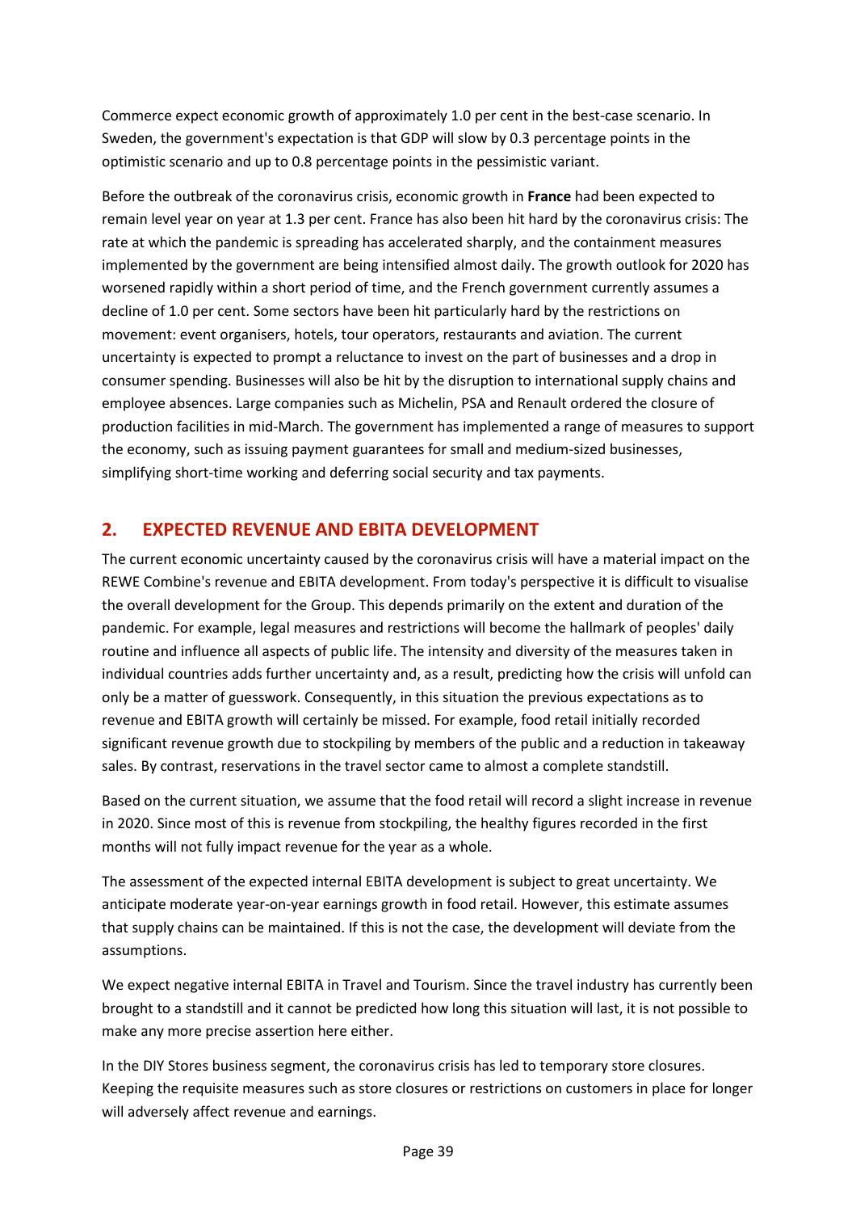Commerce expect economic growth of approximately 1.0 per cent in the best-case scenario. In Sweden, the government's expectation is that GDP will slow by 0.3 percentage points in the optimistic scenario and up to 0.8 percentage points in the pessimistic variant.

Before the outbreak of the coronavirus crisis, economic growth in **France** had been expected to remain level year on year at 1.3 per cent. France has also been hit hard by the coronavirus crisis: The rate at which the pandemic is spreading has accelerated sharply, and the containment measures implemented by the government are being intensified almost daily. The growth outlook for 2020 has worsened rapidly within a short period of time, and the French government currently assumes a decline of 1.0 per cent. Some sectors have been hit particularly hard by the restrictions on movement: event organisers, hotels, tour operators, restaurants and aviation. The current uncertainty is expected to prompt a reluctance to invest on the part of businesses and a drop in consumer spending. Businesses will also be hit by the disruption to international supply chains and employee absences. Large companies such as Michelin, PSA and Renault ordered the closure of production facilities in mid-March. The government has implemented a range of measures to support the economy, such as issuing payment guarantees for small and medium-sized businesses, simplifying short-time working and deferring social security and tax payments.

## 2. EXPECTED REVENUE AND EBITA DEVELOPMENT

The current economic uncertainty caused by the coronavirus crisis will have a material impact on the REWE Combine's revenue and EBITA development. From today's perspective it is difficult to visualise the overall development for the Group. This depends primarily on the extent and duration of the pandemic. For example, legal measures and restrictions will become the hallmark of peoples' daily routine and influence all aspects of public life. The intensity and diversity of the measures taken in individual countries adds further uncertainty and, as a result, predicting how the crisis will unfold can only be a matter of guesswork. Consequently, in this situation the previous expectations as to revenue and EBITA growth will certainly be missed. For example, food retail initially recorded significant revenue growth due to stockpiling by members of the public and a reduction in takeaway sales. By contrast, reservations in the travel sector came to almost a complete standstill.

Based on the current situation, we assume that the food retail will record a slight increase in revenue in 2020. Since most of this is revenue from stockpiling, the healthy figures recorded in the first months will not fully impact revenue for the year as a whole.

The assessment of the expected internal EBITA development is subject to great uncertainty. We anticipate moderate year-on-year earnings growth in food retail. However, this estimate assumes that supply chains can be maintained. If this is not the case, the development will deviate from the assumptions.

We expect negative internal EBITA in Travel and Tourism. Since the travel industry has currently been brought to a standstill and it cannot be predicted how long this situation will last, it is not possible to make any more precise assertion here either.

In the DIY Stores business segment, the coronavirus crisis has led to temporary store closures. Keeping the requisite measures such as store closures or restrictions on customers in place for longer will adversely affect revenue and earnings.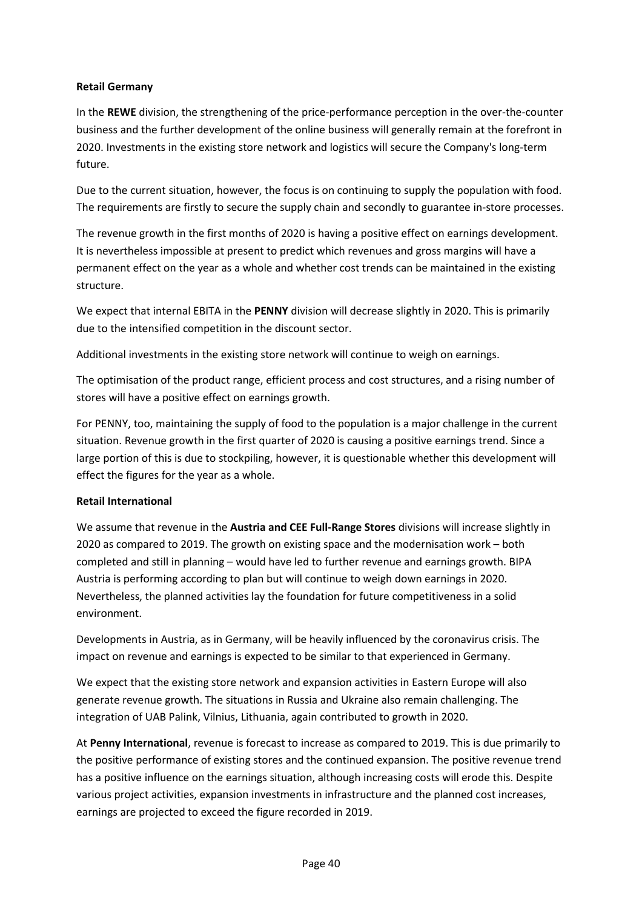**Retail Germany**

In the **REWE** division, the strengthening of the price-performance perception in the over-the-counter business and the further development of the online business will generally remain at the forefront in 2020. Investments in the existing store network and logistics will secure the Company's long-term future.

Due to the current situation, however, the focus is on continuing to supply the population with food. The requirements are firstly to secure the supply chain and secondly to guarantee in-store processes.

The revenue growth in the first months of 2020 is having a positive effect on earnings development. It is nevertheless impossible at present to predict which revenues and gross margins will have a permanent effect on the year as a whole and whether cost trends can be maintained in the existing structure.

We expect that internal EBITA in the **PENNY** division will decrease slightly in 2020. This is primarily due to the intensified competition in the discount sector.

Additional investments in the existing store network will continue to weigh on earnings.

The optimisation of the product range, efficient process and cost structures, and a rising number of stores will have a positive effect on earnings growth.

For PENNY, too, maintaining the supply of food to the population is a major challenge in the current situation. Revenue growth in the first quarter of 2020 is causing a positive earnings trend. Since a large portion of this is due to stockpiling, however, it is questionable whether this development will effect the figures for the year as a whole.

**Retail International**

We assume that revenue in the **Austria and CEE Full-Range Stores** divisions will increase slightly in 2020 as compared to 2019. The growth on existing space and the modernisation work – both completed and still in planning – would have led to further revenue and earnings growth. BIPA Austria is performing according to plan but will continue to weigh down earnings in 2020. Nevertheless, the planned activities lay the foundation for future competitiveness in a solid environment.

Developments in Austria, as in Germany, will be heavily influenced by the coronavirus crisis. The impact on revenue and earnings is expected to be similar to that experienced in Germany.

We expect that the existing store network and expansion activities in Eastern Europe will also generate revenue growth. The situations in Russia and Ukraine also remain challenging. The integration of UAB Palink, Vilnius, Lithuania, again contributed to growth in 2020.

At **Penny International**, revenue is forecast to increase as compared to 2019. This is due primarily to the positive performance of existing stores and the continued expansion. The positive revenue trend has a positive influence on the earnings situation, although increasing costs will erode this. Despite various project activities, expansion investments in infrastructure and the planned cost increases, earnings are projected to exceed the figure recorded in 2019.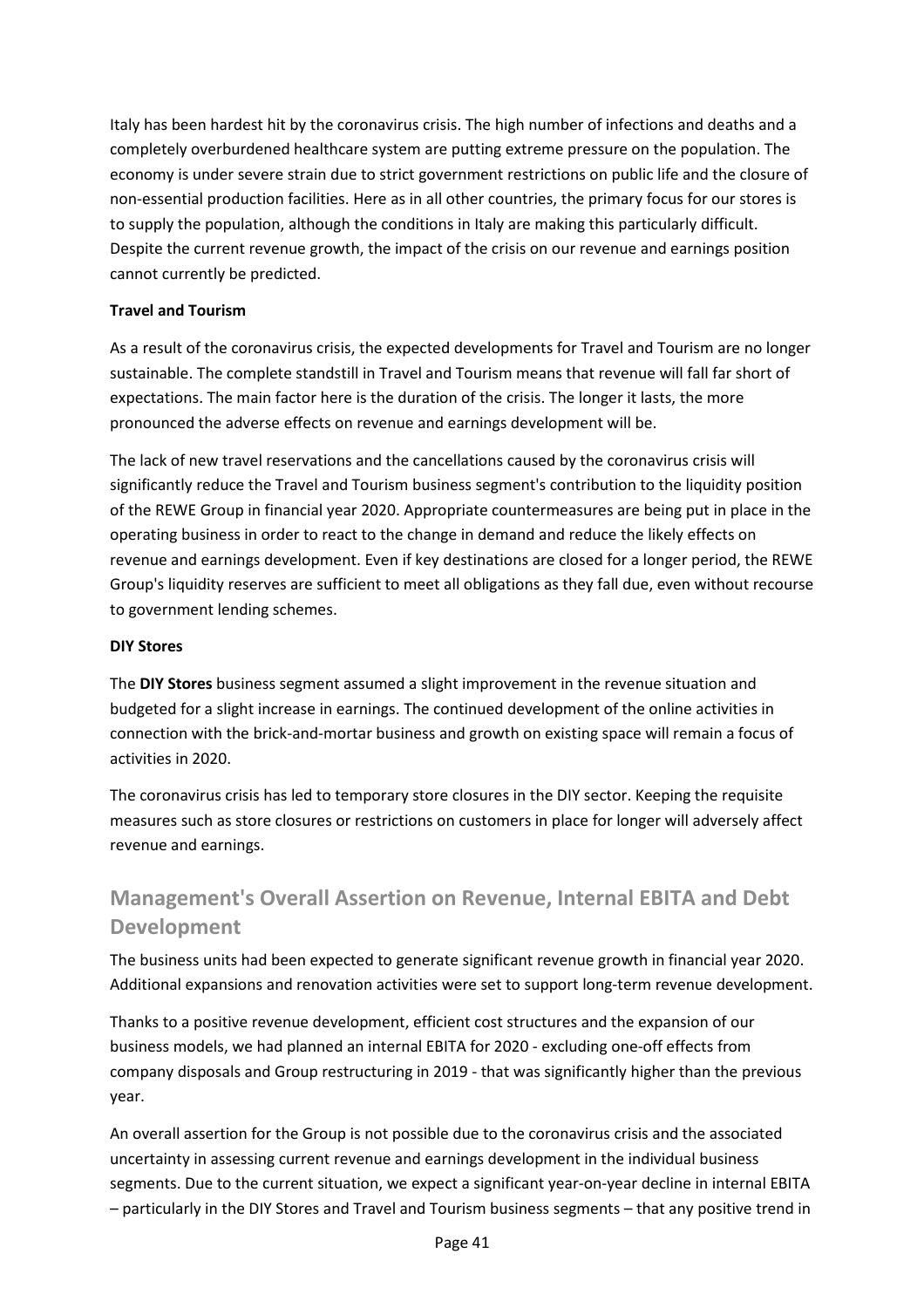Italy has been hardest hit by the coronavirus crisis. The high number of infections and deaths and a completely overburdened healthcare system are putting extreme pressure on the population. The economy is under severe strain due to strict government restrictions on public life and the closure of non-essential production facilities. Here as in all other countries, the primary focus for our stores is to supply the population, although the conditions in Italy are making this particularly difficult. Despite the current revenue growth, the impact of the crisis on our revenue and earnings position cannot currently be predicted.

**Travel and Tourism**

As a result of the coronavirus crisis, the expected developments for Travel and Tourism are no longer sustainable. The complete standstill in Travel and Tourism means that revenue will fall far short of expectations. The main factor here is the duration of the crisis. The longer it lasts, the more pronounced the adverse effects on revenue and earnings development will be.

The lack of new travel reservations and the cancellations caused by the coronavirus crisis will significantly reduce the Travel and Tourism business segment's contribution to the liquidity position of the REWE Group in financial year 2020. Appropriate countermeasures are being put in place in the operating business in order to react to the change in demand and reduce the likely effects on revenue and earnings development. Even if key destinations are closed for a longer period, the REWE Group's liquidity reserves are sufficient to meet all obligations as they fall due, even without recourse to government lending schemes.

**DIY Stores**

The **DIY Stores** business segment assumed a slight improvement in the revenue situation and budgeted for a slight increase in earnings. The continued development of the online activities in connection with the brick-and-mortar business and growth on existing space will remain a focus of activities in 2020.

The coronavirus crisis has led to temporary store closures in the DIY sector. Keeping the requisite measures such as store closures or restrictions on customers in place for longer will adversely affect revenue and earnings.

## Management's Overall Assertion on Revenue, Internal EBITA and Debt Development

The business units had been expected to generate significant revenue growth in financial year 2020. Additional expansions and renovation activities were set to support long-term revenue development.

Thanks to a positive revenue development, efficient cost structures and the expansion of our business models, we had planned an internal EBITA for 2020 - excluding one-off effects from company disposals and Group restructuring in 2019 - that was significantly higher than the previous year.

An overall assertion for the Group is not possible due to the coronavirus crisis and the associated uncertainty in assessing current revenue and earnings development in the individual business segments. Due to the current situation, we expect a significant year-on-year decline in internal EBITA – particularly in the DIY Stores and Travel and Tourism business segments – that any positive trend in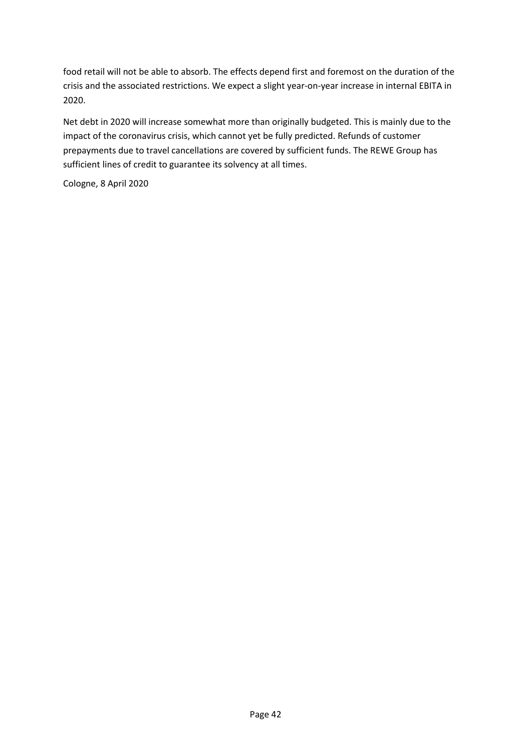food retail will not be able to absorb. The effects depend first and foremost on the duration of the crisis and the associated restrictions. We expect a slight year-on-year increase in internal EBITA in 2020.

Net debt in 2020 will increase somewhat more than originally budgeted. This is mainly due to the impact of the coronavirus crisis, which cannot yet be fully predicted. Refunds of customer prepayments due to travel cancellations are covered by sufficient funds. The REWE Group has sufficient lines of credit to guarantee its solvency at all times.

Cologne, 8 April 2020